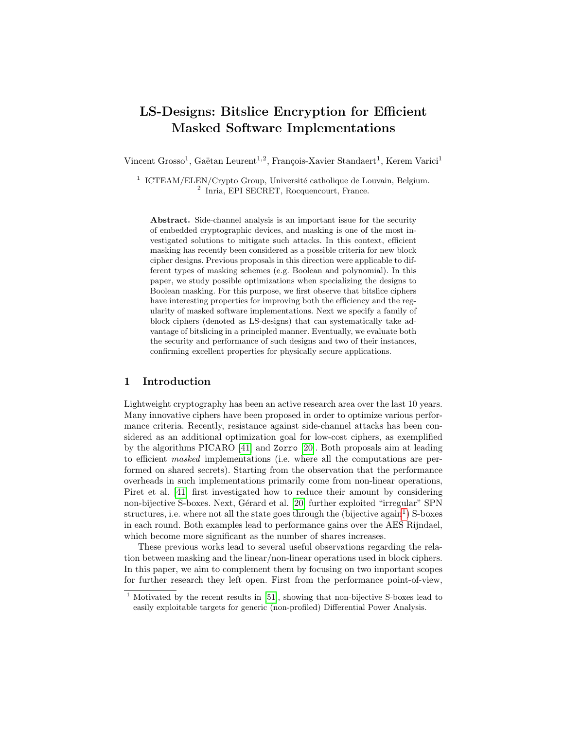# LS-Designs: Bitslice Encryption for Efficient Masked Software Implementations

Vincent Grosso[1], Gaëtan Leurent[1,2], François-Xavier Standaert[1], Kerem Varici[1]

[1] ICTEAM/ELEN/Crypto Group, Université catholique de Louvain, Belgium.
[2] Inria, EPI SECRET, Rocquencourt, France.

**Abstract.** Side-channel analysis is an important issue for the security of embedded cryptographic devices, and masking is one of the most investigated solutions to mitigate such attacks. In this context, efficient masking has recently been considered as a possible criteria for new block cipher designs. Previous proposals in this direction were applicable to different types of masking schemes (e.g. Boolean and polynomial). In this paper, we study possible optimizations when specializing the designs to Boolean masking. For this purpose, we first observe that bitslice ciphers have interesting properties for improving both the efficiency and the regularity of masked software implementations. Next we specify a family of block ciphers (denoted as LS-designs) that can systematically take advantage of bitslicing in a principled manner. Eventually, we evaluate both the security and performance of such designs and two of their instances, confirming excellent properties for physically secure applications.

## 1 Introduction

Lightweight cryptography has been an active research area over the last 10 years. Many innovative ciphers have been proposed in order to optimize various performance criteria. Recently, resistance against side-channel attacks has been considered as an additional optimization goal for low-cost ciphers, as exemplified by the algorithms PICARO [41] and `Zorro` [20]. Both proposals aim at leading to efficient *masked* implementations (i.e. where all the computations are performed on shared secrets). Starting from the observation that the performance overheads in such implementations primarily come from non-linear operations, Piret et al. [41] first investigated how to reduce their amount by considering non-bijective S-boxes. Next, Gérard et al. [20] further exploited "irregular" SPN structures, i.e. where not all the state goes through the (bijective again[1]) S-boxes in each round. Both examples lead to performance gains over the AES Rijndael, which become more significant as the number of shares increases.

These previous works lead to several useful observations regarding the relation between masking and the linear/non-linear operations used in block ciphers. In this paper, we aim to complement them by focusing on two important scopes for further research they left open. First from the performance point-of-view,

[1] Motivated by the recent results in [51], showing that non-bijective S-boxes lead to easily exploitable targets for generic (non-profiled) Differential Power Analysis.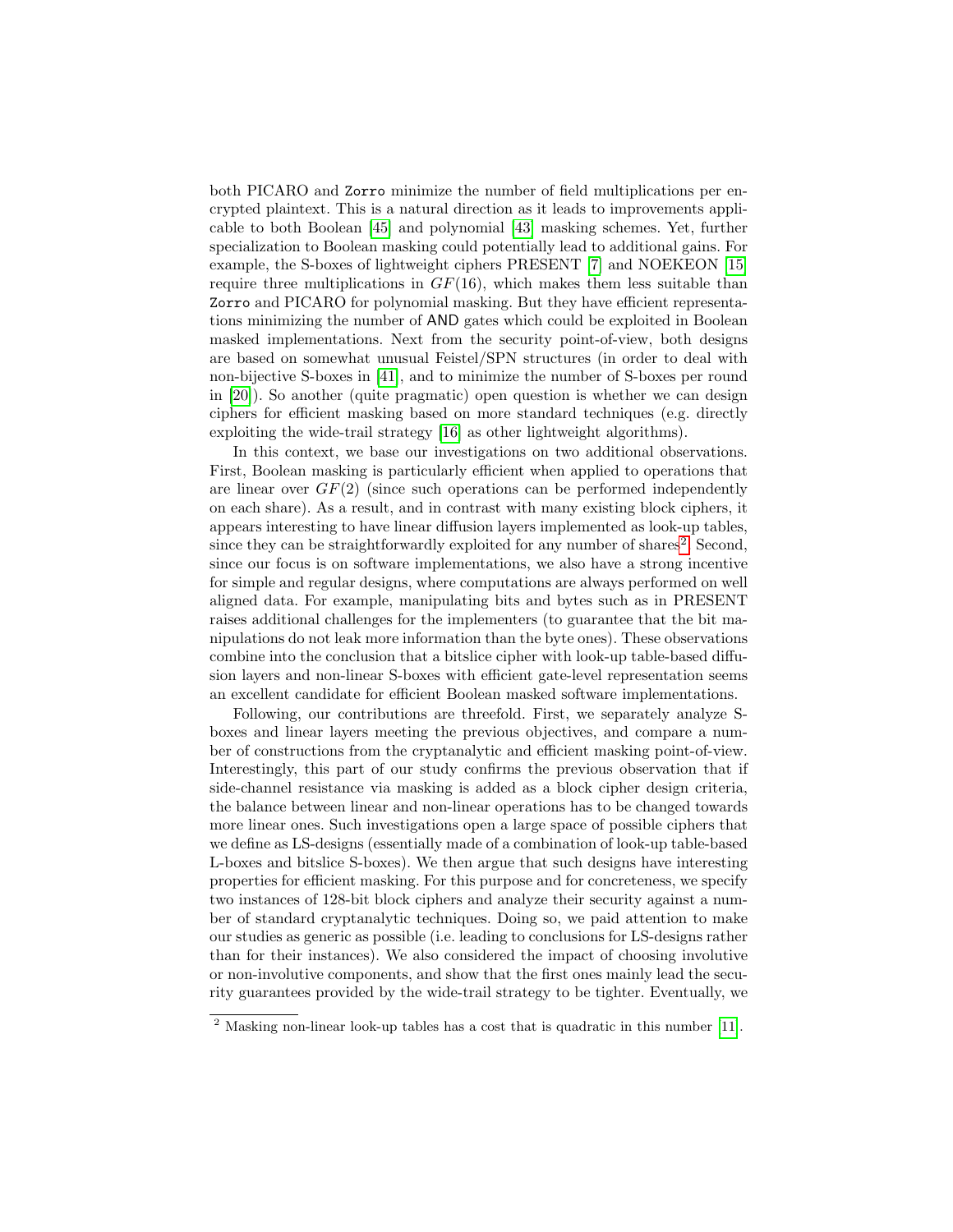both PICARO and `Zorro` minimize the number of field multiplications per encrypted plaintext. This is a natural direction as it leads to improvements applicable to both Boolean [45] and polynomial [43] masking schemes. Yet, further specialization to Boolean masking could potentially lead to additional gains. For example, the S-boxes of lightweight ciphers PRESENT [7] and NOEKEON [15] require three multiplications in $GF(16)$, which makes them less suitable than `Zorro` and PICARO for polynomial masking. But they have efficient representations minimizing the number of AND gates which could be exploited in Boolean masked implementations. Next from the security point-of-view, both designs are based on somewhat unusual Feistel/SPN structures (in order to deal with non-bijective S-boxes in [41], and to minimize the number of S-boxes per round in [20]). So another (quite pragmatic) open question is whether we can design ciphers for efficient masking based on more standard techniques (e.g. directly exploiting the wide-trail strategy [16] as other lightweight algorithms).

In this context, we base our investigations on two additional observations. First, Boolean masking is particularly efficient when applied to operations that are linear over $GF(2)$ (since such operations can be performed independently on each share). As a result, and in contrast with many existing block ciphers, it appears interesting to have linear diffusion layers implemented as look-up tables, since they can be straightforwardly exploited for any number of shares[2]. Second, since our focus is on software implementations, we also have a strong incentive for simple and regular designs, where computations are always performed on well aligned data. For example, manipulating bits and bytes such as in PRESENT raises additional challenges for the implementers (to guarantee that the bit manipulations do not leak more information than the byte ones). These observations combine into the conclusion that a bitslice cipher with look-up table-based diffusion layers and non-linear S-boxes with efficient gate-level representation seems an excellent candidate for efficient Boolean masked software implementations.

Following, our contributions are threefold. First, we separately analyze S-boxes and linear layers meeting the previous objectives, and compare a number of constructions from the cryptanalytic and efficient masking point-of-view. Interestingly, this part of our study confirms the previous observation that if side-channel resistance via masking is added as a block cipher design criteria, the balance between linear and non-linear operations has to be changed towards more linear ones. Such investigations open a large space of possible ciphers that we define as LS-designs (essentially made of a combination of look-up table-based L-boxes and bitslice S-boxes). We then argue that such designs have interesting properties for efficient masking. For this purpose and for concreteness, we specify two instances of 128-bit block ciphers and analyze their security against a number of standard cryptanalytic techniques. Doing so, we paid attention to make our studies as generic as possible (i.e. leading to conclusions for LS-designs rather than for their instances). We also considered the impact of choosing involutive or non-involutive components, and show that the first ones mainly lead the security guarantees provided by the wide-trail strategy to be tighter. Eventually, we

[2] Masking non-linear look-up tables has a cost that is quadratic in this number [11].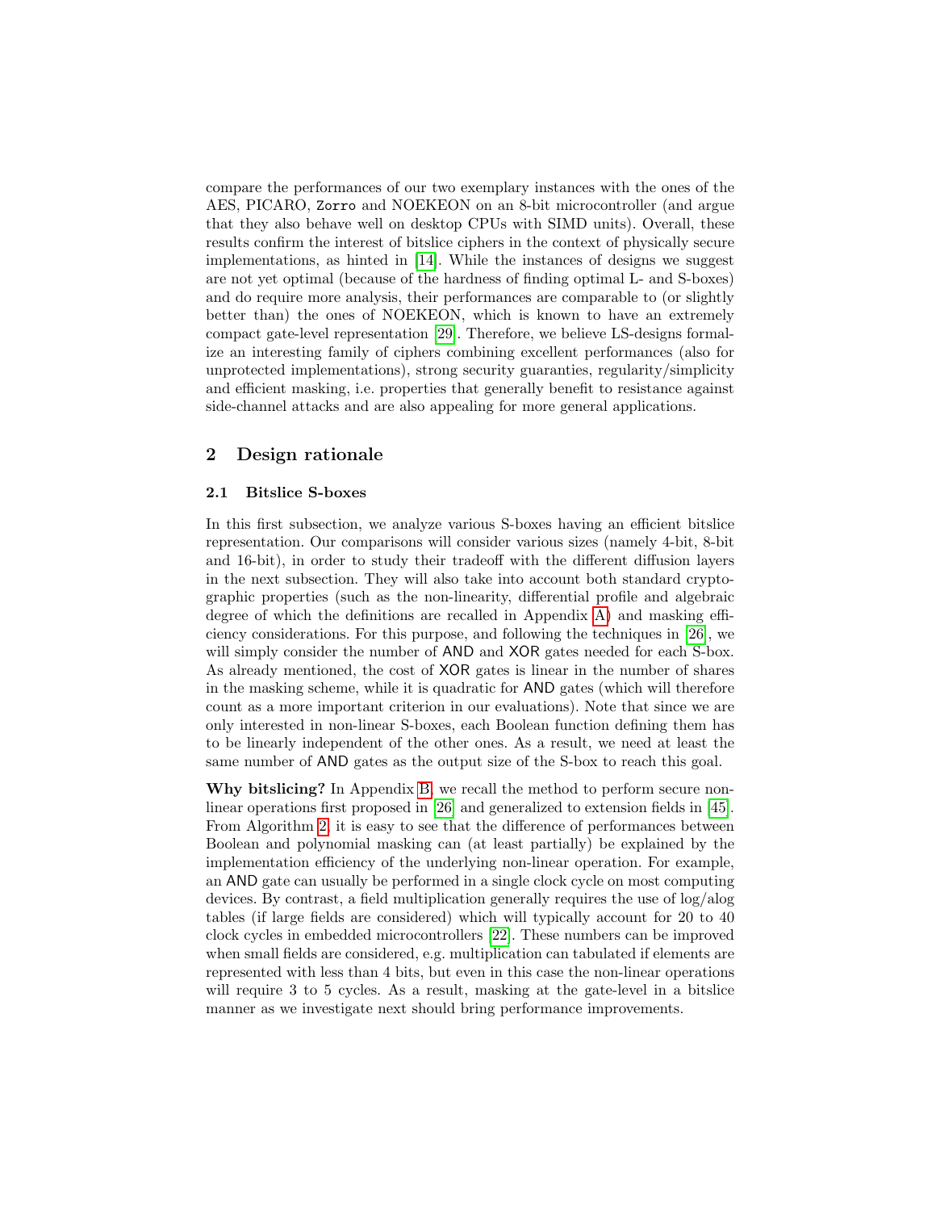compare the performances of our two exemplary instances with the ones of the AES, PICARO, Zorro and NOEKEON on an 8-bit microcontroller (and argue that they also behave well on desktop CPUs with SIMD units). Overall, these results confirm the interest of bitslice ciphers in the context of physically secure implementations, as hinted in [14]. While the instances of designs we suggest are not yet optimal (because of the hardness of finding optimal L- and S-boxes) and do require more analysis, their performances are comparable to (or slightly better than) the ones of NOEKEON, which is known to have an extremely compact gate-level representation [29]. Therefore, we believe LS-designs formalize an interesting family of ciphers combining excellent performances (also for unprotected implementations), strong security guaranties, regularity/simplicity and efficient masking, i.e. properties that generally benefit to resistance against side-channel attacks and are also appealing for more general applications.

## 2 Design rationale

### 2.1 Bitslice S-boxes

In this first subsection, we analyze various S-boxes having an efficient bitslice representation. Our comparisons will consider various sizes (namely 4-bit, 8-bit and 16-bit), in order to study their tradeoff with the different diffusion layers in the next subsection. They will also take into account both standard cryptographic properties (such as the non-linearity, differential profile and algebraic degree of which the definitions are recalled in Appendix A) and masking efficiency considerations. For this purpose, and following the techniques in [26], we will simply consider the number of AND and XOR gates needed for each S-box. As already mentioned, the cost of XOR gates is linear in the number of shares in the masking scheme, while it is quadratic for AND gates (which will therefore count as a more important criterion in our evaluations). Note that since we are only interested in non-linear S-boxes, each Boolean function defining them has to be linearly independent of the other ones. As a result, we need at least the same number of AND gates as the output size of the S-box to reach this goal.

**Why bitslicing?** In Appendix B, we recall the method to perform secure non-linear operations first proposed in [26] and generalized to extension fields in [45]. From Algorithm 2, it is easy to see that the difference of performances between Boolean and polynomial masking can (at least partially) be explained by the implementation efficiency of the underlying non-linear operation. For example, an AND gate can usually be performed in a single clock cycle on most computing devices. By contrast, a field multiplication generally requires the use of log/alog tables (if large fields are considered) which will typically account for 20 to 40 clock cycles in embedded microcontrollers [22]. These numbers can be improved when small fields are considered, e.g. multiplication can tabulated if elements are represented with less than 4 bits, but even in this case the non-linear operations will require 3 to 5 cycles. As a result, masking at the gate-level in a bitslice manner as we investigate next should bring performance improvements.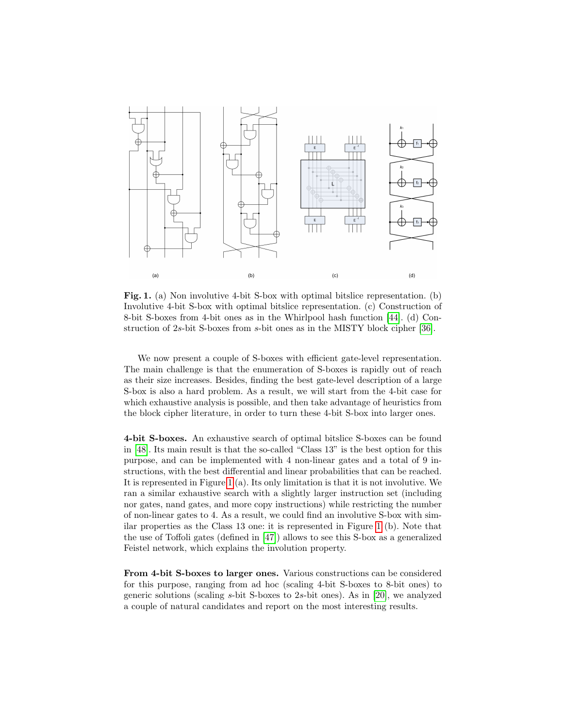**Fig. 1.** (a) Non involutive 4-bit S-box with optimal bitslice representation. (b) Involutive 4-bit S-box with optimal bitslice representation. (c) Construction of 8-bit S-boxes from 4-bit ones as in the Whirlpool hash function [44]. (d) Construction of 2$s$-bit S-boxes from $s$-bit ones as in the MISTY block cipher [36].

We now present a couple of S-boxes with efficient gate-level representation. The main challenge is that the enumeration of S-boxes is rapidly out of reach as their size increases. Besides, finding the best gate-level description of a large S-box is also a hard problem. As a result, we will start from the 4-bit case for which exhaustive analysis is possible, and then take advantage of heuristics from the block cipher literature, in order to turn these 4-bit S-box into larger ones.

**4-bit S-boxes.** An exhaustive search of optimal bitslice S-boxes can be found in [48]. Its main result is that the so-called "Class 13" is the best option for this purpose, and can be implemented with 4 non-linear gates and a total of 9 instructions, with the best differential and linear probabilities that can be reached. It is represented in Figure 1 (a). Its only limitation is that it is not involutive. We ran a similar exhaustive search with a slightly larger instruction set (including nor gates, nand gates, and more copy instructions) while restricting the number of non-linear gates to 4. As a result, we could find an involutive S-box with similar properties as the Class 13 one: it is represented in Figure 1 (b). Note that the use of Toffoli gates (defined in [47]) allows to see this S-box as a generalized Feistel network, which explains the involution property.

**From 4-bit S-boxes to larger ones.** Various constructions can be considered for this purpose, ranging from ad hoc (scaling 4-bit S-boxes to 8-bit ones) to generic solutions (scaling $s$-bit S-boxes to 2$s$-bit ones). As in [20], we analyzed a couple of natural candidates and report on the most interesting results.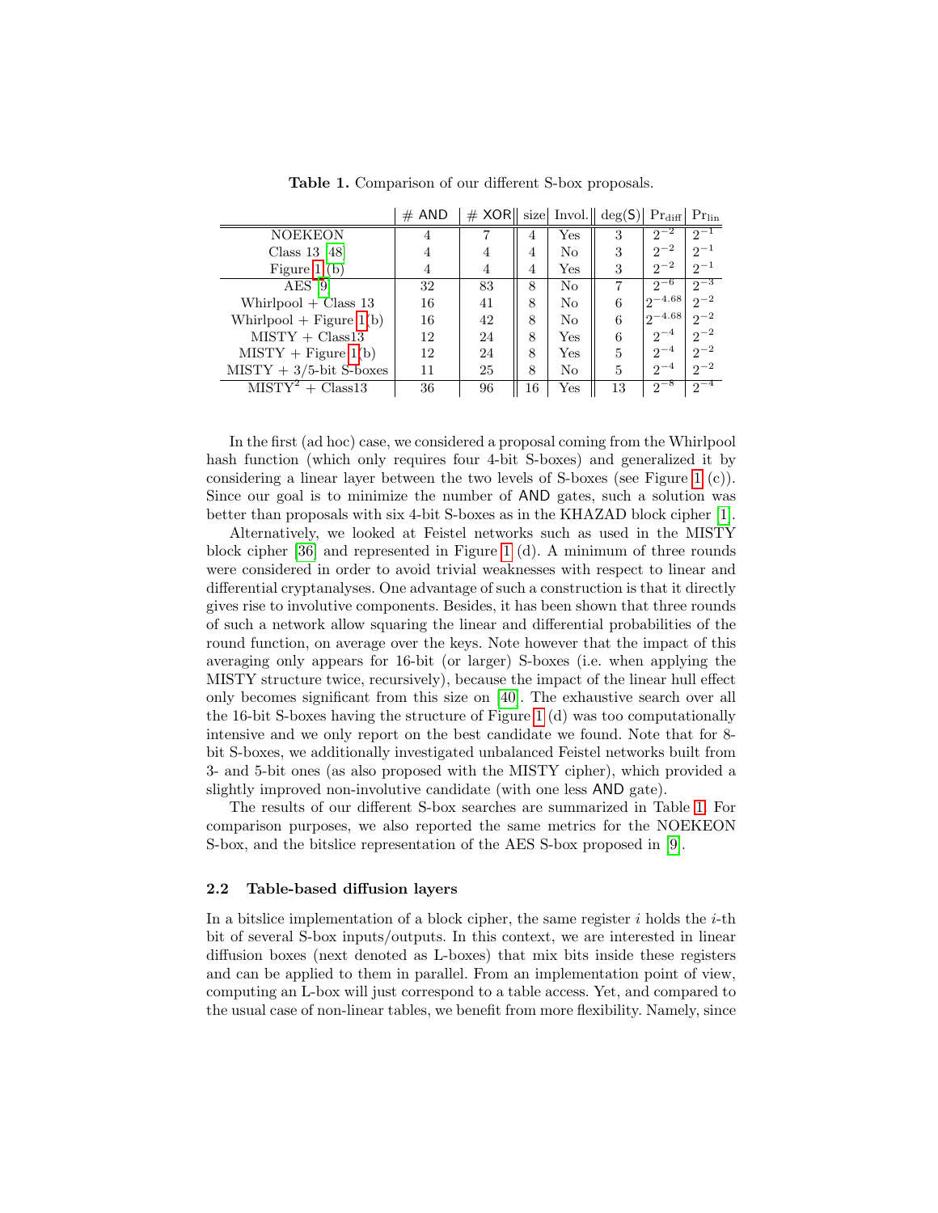**Table 1.** Comparison of our different S-box proposals.

| | # AND | # XOR | size | Invol. | deg(S) | $\Pr_{\text{diff}}$ | $\Pr_{\text{lin}}$ |
|---|---|---|---|---|---|---|---|
| NOEKEON | 4 | 7 | 4 | Yes | 3 | $2^{-2}$ | $2^{-1}$ |
| Class 13 [48] | 4 | 4 | 4 | No | 3 | $2^{-2}$ | $2^{-1}$ |
| Figure 1(b) | 4 | 4 | 4 | Yes | 3 | $2^{-2}$ | $2^{-1}$ |
| AES [9] | 32 | 83 | 8 | No | 7 | $2^{-6}$ | $2^{-3}$ |
| Whirlpool + Class 13 | 16 | 41 | 8 | No | 6 | $2^{-4.68}$ | $2^{-2}$ |
| Whirlpool + Figure 1(b) | 16 | 42 | 8 | No | 6 | $2^{-4.68}$ | $2^{-2}$ |
| MISTY + Class13 | 12 | 24 | 8 | Yes | 6 | $2^{-4}$ | $2^{-2}$ |
| MISTY + Figure 1(b) | 12 | 24 | 8 | Yes | 5 | $2^{-4}$ | $2^{-2}$ |
| MISTY + 3/5-bit S-boxes | 11 | 25 | 8 | No | 5 | $2^{-4}$ | $2^{-2}$ |
| $\text{MISTY}^2$ + Class13 | 36 | 96 | 16 | Yes | 13 | $2^{-8}$ | $2^{-4}$ |

In the first (ad hoc) case, we considered a proposal coming from the Whirlpool hash function (which only requires four 4-bit S-boxes) and generalized it by considering a linear layer between the two levels of S-boxes (see Figure 1 (c)). Since our goal is to minimize the number of AND gates, such a solution was better than proposals with six 4-bit S-boxes as in the KHAZAD block cipher [1].

Alternatively, we looked at Feistel networks such as used in the MISTY block cipher [36] and represented in Figure 1 (d). A minimum of three rounds were considered in order to avoid trivial weaknesses with respect to linear and differential cryptanalyses. One advantage of such a construction is that it directly gives rise to involutive components. Besides, it has been shown that three rounds of such a network allow squaring the linear and differential probabilities of the round function, on average over the keys. Note however that the impact of this averaging only appears for 16-bit (or larger) S-boxes (i.e. when applying the MISTY structure twice, recursively), because the impact of the linear hull effect only becomes significant from this size on [40]. The exhaustive search over all the 16-bit S-boxes having the structure of Figure 1 (d) was too computationally intensive and we only report on the best candidate we found. Note that for 8-bit S-boxes, we additionally investigated unbalanced Feistel networks built from 3- and 5-bit ones (as also proposed with the MISTY cipher), which provided a slightly improved non-involutive candidate (with one less AND gate).

The results of our different S-box searches are summarized in Table 1. For comparison purposes, we also reported the same metrics for the NOEKEON S-box, and the bitslice representation of the AES S-box proposed in [9].

### 2.2 Table-based diffusion layers

In a bitslice implementation of a block cipher, the same register $i$ holds the $i$-th bit of several S-box inputs/outputs. In this context, we are interested in linear diffusion boxes (next denoted as L-boxes) that mix bits inside these registers and can be applied to them in parallel. From an implementation point of view, computing an L-box will just correspond to a table access. Yet, and compared to the usual case of non-linear tables, we benefit from more flexibility. Namely, since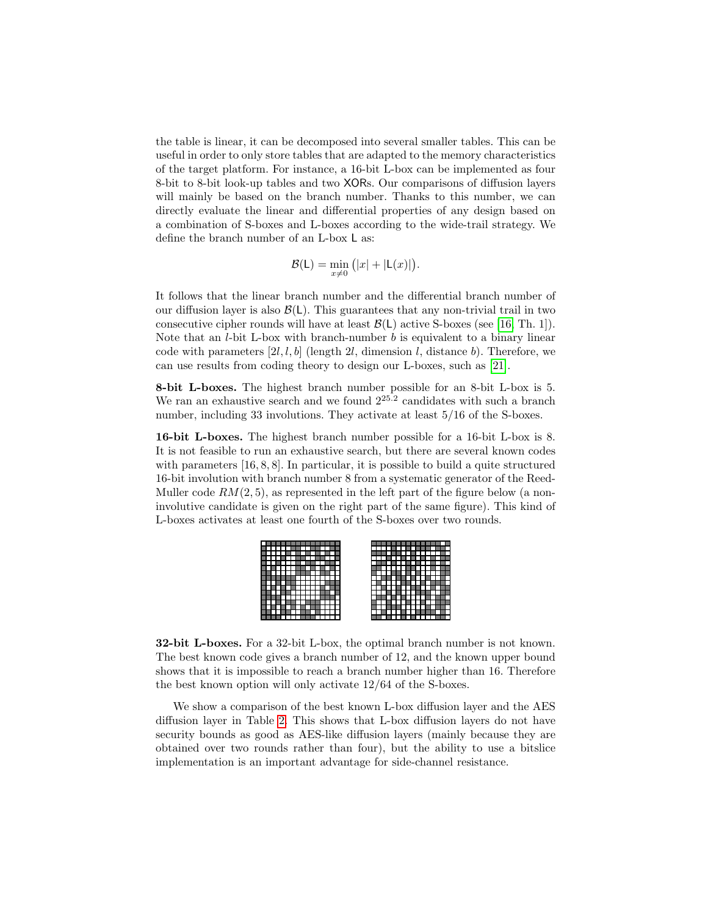the table is linear, it can be decomposed into several smaller tables. This can be useful in order to only store tables that are adapted to the memory characteristics of the target platform. For instance, a 16-bit L-box can be implemented as four 8-bit to 8-bit look-up tables and two XORs. Our comparisons of diffusion layers will mainly be based on the branch number. Thanks to this number, we can directly evaluate the linear and differential properties of any design based on a combination of S-boxes and L-boxes according to the wide-trail strategy. We define the branch number of an L-box L as:

$$\mathcal{B}(\mathsf{L}) = \min_{x \neq 0} \big(|x| + |\mathsf{L}(x)|\big).$$

It follows that the linear branch number and the differential branch number of our diffusion layer is also $\mathcal{B}(\mathsf{L})$. This guarantees that any non-trivial trail in two consecutive cipher rounds will have at least $\mathcal{B}(\mathsf{L})$ active S-boxes (see [16, Th. 1]). Note that an $l$-bit L-box with branch-number $b$ is equivalent to a binary linear code with parameters $[2l, l, b]$ (length $2l$, dimension $l$, distance $b$). Therefore, we can use results from coding theory to design our L-boxes, such as [21].

**8-bit L-boxes.** The highest branch number possible for an 8-bit L-box is 5. We ran an exhaustive search and we found $2^{25.2}$ candidates with such a branch number, including 33 involutions. They activate at least 5/16 of the S-boxes.

**16-bit L-boxes.** The highest branch number possible for a 16-bit L-box is 8. It is not feasible to run an exhaustive search, but there are several known codes with parameters $[16, 8, 8]$. In particular, it is possible to build a quite structured 16-bit involution with branch number 8 from a systematic generator of the Reed-Muller code $RM(2, 5)$, as represented in the left part of the figure below (a non-involutive candidate is given on the right part of the same figure). This kind of L-boxes activates at least one fourth of the S-boxes over two rounds.

**32-bit L-boxes.** For a 32-bit L-box, the optimal branch number is not known. The best known code gives a branch number of 12, and the known upper bound shows that it is impossible to reach a branch number higher than 16. Therefore the best known option will only activate 12/64 of the S-boxes.

We show a comparison of the best known L-box diffusion layer and the AES diffusion layer in Table 2. This shows that L-box diffusion layers do not have security bounds as good as AES-like diffusion layers (mainly because they are obtained over two rounds rather than four), but the ability to use a bitslice implementation is an important advantage for side-channel resistance.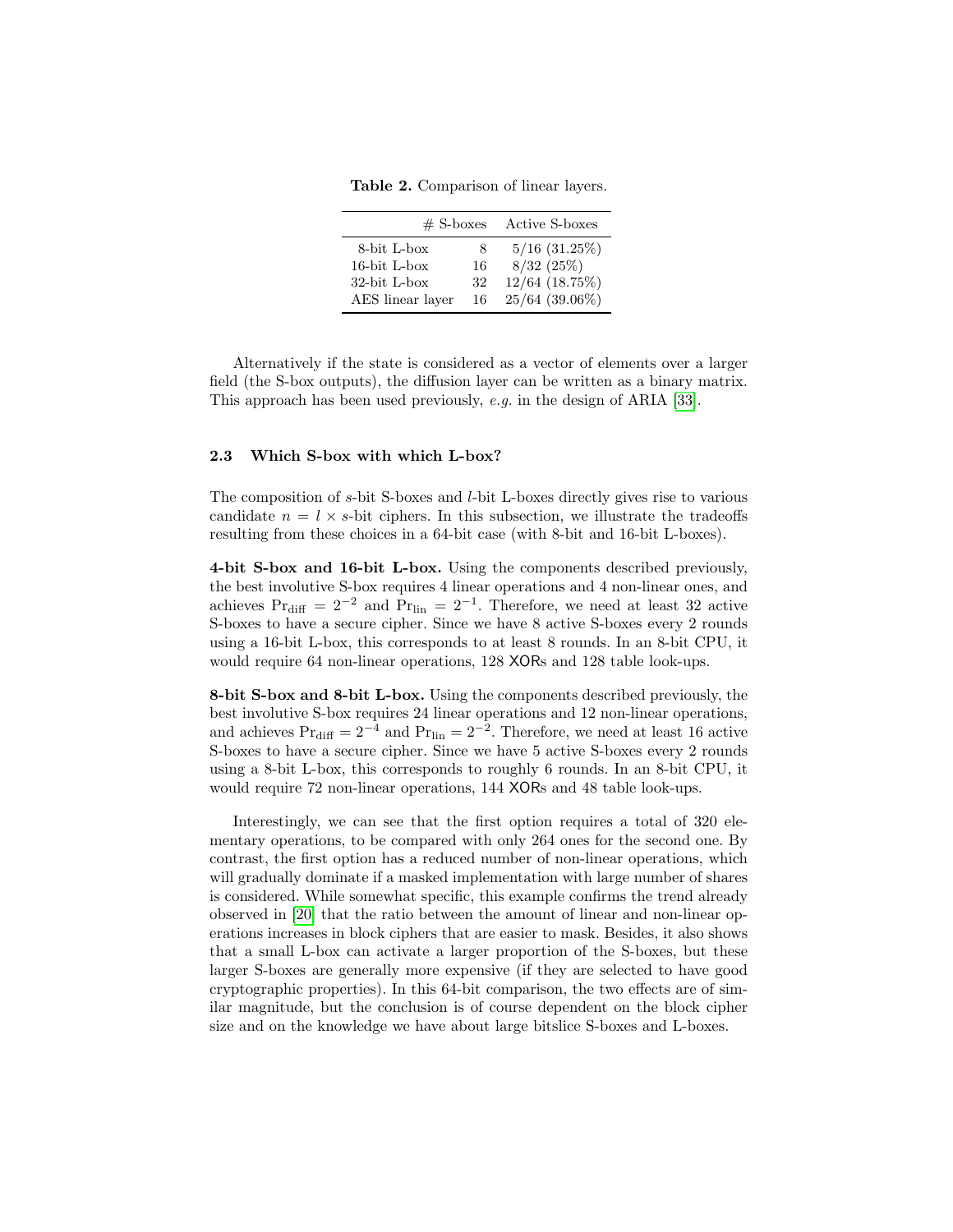**Table 2.** Comparison of linear layers.

| | # S-boxes | Active S-boxes |
|---|---|---|
| 8-bit L-box | 8 | 5/16 (31.25%) |
| 16-bit L-box | 16 | 8/32 (25%) |
| 32-bit L-box | 32 | 12/64 (18.75%) |
| AES linear layer | 16 | 25/64 (39.06%) |

Alternatively if the state is considered as a vector of elements over a larger field (the S-box outputs), the diffusion layer can be written as a binary matrix. This approach has been used previously, *e.g.* in the design of ARIA [33].

### 2.3 Which S-box with which L-box?

The composition of $s$-bit S-boxes and $l$-bit L-boxes directly gives rise to various candidate $n = l \times s$-bit ciphers. In this subsection, we illustrate the tradeoffs resulting from these choices in a 64-bit case (with 8-bit and 16-bit L-boxes).

**4-bit S-box and 16-bit L-box.** Using the components described previously, the best involutive S-box requires 4 linear operations and 4 non-linear ones, and achieves $\Pr_{\text{diff}} = 2^{-2}$ and $\Pr_{\text{lin}} = 2^{-1}$. Therefore, we need at least 32 active S-boxes to have a secure cipher. Since we have 8 active S-boxes every 2 rounds using a 16-bit L-box, this corresponds to at least 8 rounds. In an 8-bit CPU, it would require 64 non-linear operations, 128 XORs and 128 table look-ups.

**8-bit S-box and 8-bit L-box.** Using the components described previously, the best involutive S-box requires 24 linear operations and 12 non-linear operations, and achieves $\Pr_{\text{diff}} = 2^{-4}$ and $\Pr_{\text{lin}} = 2^{-2}$. Therefore, we need at least 16 active S-boxes to have a secure cipher. Since we have 5 active S-boxes every 2 rounds using a 8-bit L-box, this corresponds to roughly 6 rounds. In an 8-bit CPU, it would require 72 non-linear operations, 144 XORs and 48 table look-ups.

Interestingly, we can see that the first option requires a total of 320 elementary operations, to be compared with only 264 ones for the second one. By contrast, the first option has a reduced number of non-linear operations, which will gradually dominate if a masked implementation with large number of shares is considered. While somewhat specific, this example confirms the trend already observed in [20] that the ratio between the amount of linear and non-linear operations increases in block ciphers that are easier to mask. Besides, it also shows that a small L-box can activate a larger proportion of the S-boxes, but these larger S-boxes are generally more expensive (if they are selected to have good cryptographic properties). In this 64-bit comparison, the two effects are of similar magnitude, but the conclusion is of course dependent on the block cipher size and on the knowledge we have about large bitslice S-boxes and L-boxes.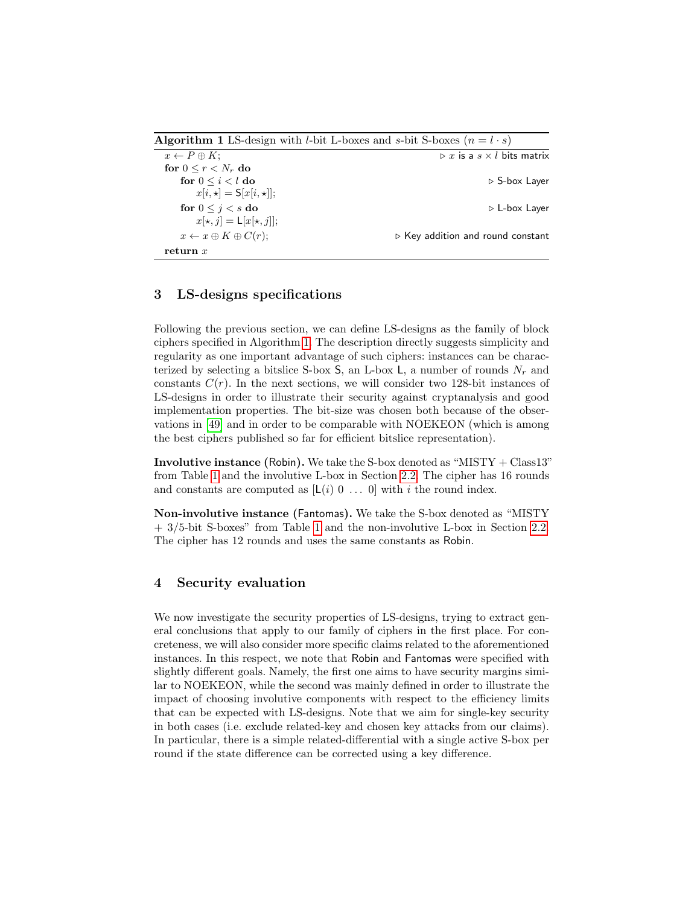**Algorithm 1** LS-design with $l$-bit L-boxes and $s$-bit S-boxes ($n = l \cdot s$)

```
x ← P ⊕ K;                                   ▷ x is a s × l bits matrix
for 0 ≤ r < N_r do
    for 0 ≤ i < l do                         ▷ S-box Layer
        x[i, ⋆] = S[x[i, ⋆]];
    for 0 ≤ j < s do                         ▷ L-box Layer
        x[⋆, j] = L[x[⋆, j]];
    x ← x ⊕ K ⊕ C(r);                        ▷ Key addition and round constant
return x
```

## 3 LS-designs specifications

Following the previous section, we can define LS-designs as the family of block ciphers specified in Algorithm 1. The description directly suggests simplicity and regularity as one important advantage of such ciphers: instances can be characterized by selecting a bitslice S-box S, an L-box L, a number of rounds $N_r$ and constants $C(r)$. In the next sections, we will consider two 128-bit instances of LS-designs in order to illustrate their security against cryptanalysis and good implementation properties. The bit-size was chosen both because of the observations in [49] and in order to be comparable with NOEKEON (which is among the best ciphers published so far for efficient bitslice representation).

**Involutive instance (Robin).** We take the S-box denoted as "MISTY + Class13" from Table 1 and the involutive L-box in Section 2.2. The cipher has 16 rounds and constants are computed as $[\mathsf{L}(i)\ 0\ \ldots\ 0]$ with $i$ the round index.

**Non-involutive instance (Fantomas).** We take the S-box denoted as "MISTY + 3/5-bit S-boxes" from Table 1 and the non-involutive L-box in Section 2.2. The cipher has 12 rounds and uses the same constants as Robin.

## 4 Security evaluation

We now investigate the security properties of LS-designs, trying to extract general conclusions that apply to our family of ciphers in the first place. For concreteness, we will also consider more specific claims related to the aforementioned instances. In this respect, we note that Robin and Fantomas were specified with slightly different goals. Namely, the first one aims to have security margins similar to NOEKEON, while the second was mainly defined in order to illustrate the impact of choosing involutive components with respect to the efficiency limits that can be expected with LS-designs. Note that we aim for single-key security in both cases (i.e. exclude related-key and chosen key attacks from our claims). In particular, there is a simple related-differential with a single active S-box per round if the state difference can be corrected using a key difference.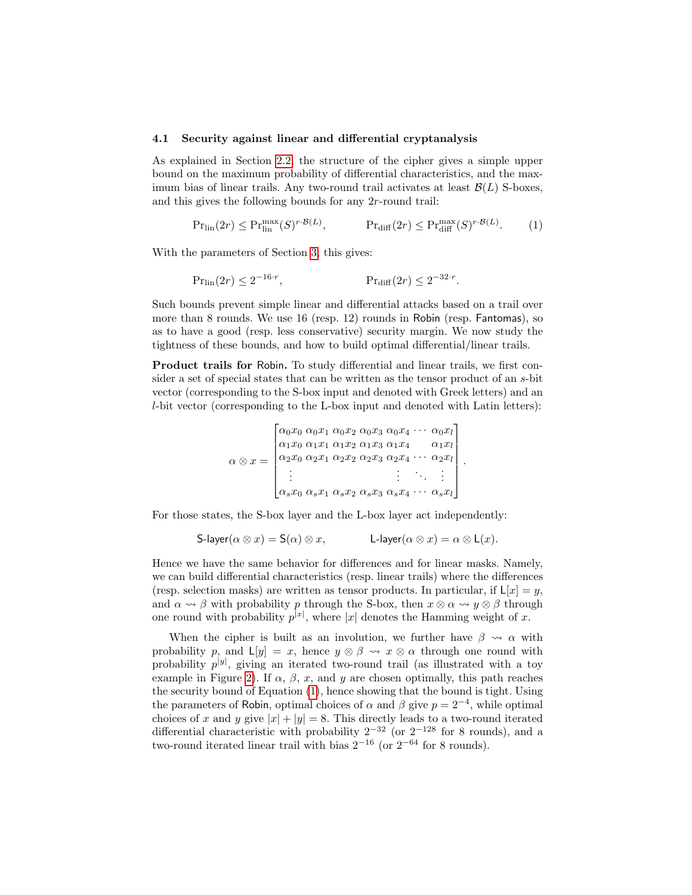### 4.1 Security against linear and differential cryptanalysis

As explained in Section 2.2, the structure of the cipher gives a simple upper bound on the maximum probability of differential characteristics, and the maximum bias of linear trails. Any two-round trail activates at least $\mathcal{B}(L)$ S-boxes, and this gives the following bounds for any $2r$-round trail:

$$\mathrm{Pr}_{\mathrm{lin}}(2r) \leq \mathrm{Pr}_{\mathrm{lin}}^{\max}(S)^{r \cdot \mathcal{B}(L)}, \qquad \mathrm{Pr}_{\mathrm{diff}}(2r) \leq \mathrm{Pr}_{\mathrm{diff}}^{\max}(S)^{r \cdot \mathcal{B}(L)}. \tag{1}$$

With the parameters of Section 3, this gives:

$$\mathrm{Pr}_{\mathrm{lin}}(2r) \leq 2^{-16 \cdot r}, \qquad \mathrm{Pr}_{\mathrm{diff}}(2r) \leq 2^{-32 \cdot r}.$$

Such bounds prevent simple linear and differential attacks based on a trail over more than 8 rounds. We use 16 (resp. 12) rounds in Robin (resp. Fantomas), so as to have a good (resp. less conservative) security margin. We now study the tightness of these bounds, and how to build optimal differential/linear trails.

**Product trails for Robin.** To study differential and linear trails, we first consider a set of special states that can be written as the tensor product of an $s$-bit vector (corresponding to the S-box input and denoted with Greek letters) and an $l$-bit vector (corresponding to the L-box input and denoted with Latin letters):

$$\alpha \otimes x = \begin{bmatrix} \alpha_0 x_0 & \alpha_0 x_1 & \alpha_0 x_2 & \alpha_0 x_3 & \alpha_0 x_4 & \cdots & \alpha_0 x_l \\ \alpha_1 x_0 & \alpha_1 x_1 & \alpha_1 x_2 & \alpha_1 x_3 & \alpha_1 x_4 & & \alpha_1 x_l \\ \alpha_2 x_0 & \alpha_2 x_1 & \alpha_2 x_2 & \alpha_2 x_3 & \alpha_2 x_4 & \cdots & \alpha_2 x_l \\ \vdots & & & & \vdots & \ddots & \vdots \\ \alpha_s x_0 & \alpha_s x_1 & \alpha_s x_2 & \alpha_s x_3 & \alpha_s x_4 & \cdots & \alpha_s x_l \end{bmatrix}.$$

For those states, the S-box layer and the L-box layer act independently:

$$\mathsf{S\text{-}layer}(\alpha \otimes x) = \mathsf{S}(\alpha) \otimes x, \qquad \mathsf{L\text{-}layer}(\alpha \otimes x) = \alpha \otimes \mathsf{L}(x).$$

Hence we have the same behavior for differences and for linear masks. Namely, we can build differential characteristics (resp. linear trails) where the differences (resp. selection masks) are written as tensor products. In particular, if $\mathsf{L}[x] = y$, and $\alpha \rightsquigarrow \beta$ with probability $p$ through the S-box, then $x \otimes \alpha \rightsquigarrow y \otimes \beta$ through one round with probability $p^{|x|}$, where $|x|$ denotes the Hamming weight of $x$.

When the cipher is built as an involution, we further have $\beta \rightsquigarrow \alpha$ with probability $p$, and $\mathsf{L}[y] = x$, hence $y \otimes \beta \rightsquigarrow x \otimes \alpha$ through one round with probability $p^{|y|}$, giving an iterated two-round trail (as illustrated with a toy example in Figure 2). If $\alpha$, $\beta$, $x$, and $y$ are chosen optimally, this path reaches the security bound of Equation (1), hence showing that the bound is tight. Using the parameters of Robin, optimal choices of $\alpha$ and $\beta$ give $p = 2^{-4}$, while optimal choices of $x$ and $y$ give $|x| + |y| = 8$. This directly leads to a two-round iterated differential characteristic with probability $2^{-32}$ (or $2^{-128}$ for 8 rounds), and a two-round iterated linear trail with bias $2^{-16}$ (or $2^{-64}$ for 8 rounds).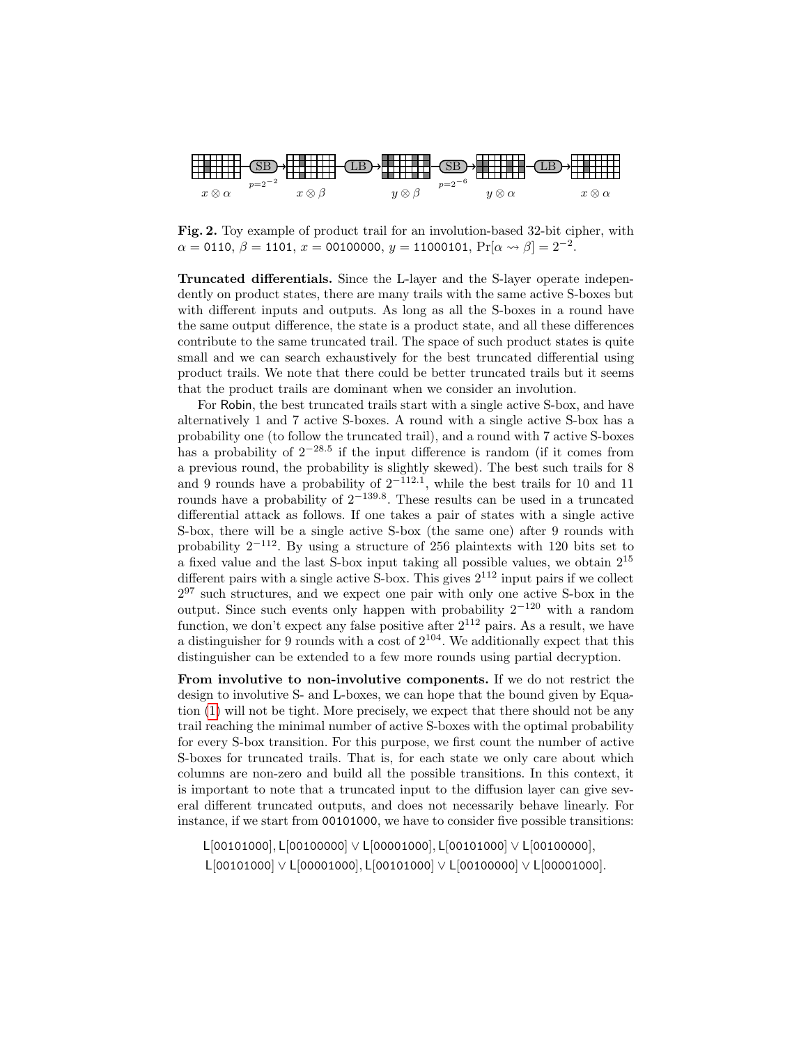$x \otimes \alpha$ → SB ($p=2^{-2}$) → $x \otimes \beta$ → LB → $y \otimes \beta$ → SB ($p=2^{-6}$) → $y \otimes \alpha$ → LB → $x \otimes \alpha$

**Fig. 2.** Toy example of product trail for an involution-based 32-bit cipher, with $\alpha =$ 0110, $\beta =$ 1101, $x =$ 00100000, $y =$ 11000101, $\Pr[\alpha \rightsquigarrow \beta] = 2^{-2}$.

**Truncated differentials.** Since the L-layer and the S-layer operate independently on product states, there are many trails with the same active S-boxes but with different inputs and outputs. As long as all the S-boxes in a round have the same output difference, the state is a product state, and all these differences contribute to the same truncated trail. The space of such product states is quite small and we can search exhaustively for the best truncated differential using product trails. We note that there could be better truncated trails but it seems that the product trails are dominant when we consider an involution.

For Robin, the best truncated trails start with a single active S-box, and have alternatively 1 and 7 active S-boxes. A round with a single active S-box has a probability one (to follow the truncated trail), and a round with 7 active S-boxes has a probability of $2^{-28.5}$ if the input difference is random (if it comes from a previous round, the probability is slightly skewed). The best such trails for 8 and 9 rounds have a probability of $2^{-112.1}$, while the best trails for 10 and 11 rounds have a probability of $2^{-139.8}$. These results can be used in a truncated differential attack as follows. If one takes a pair of states with a single active S-box, there will be a single active S-box (the same one) after 9 rounds with probability $2^{-112}$. By using a structure of 256 plaintexts with 120 bits set to a fixed value and the last S-box input taking all possible values, we obtain $2^{15}$ different pairs with a single active S-box. This gives $2^{112}$ input pairs if we collect $2^{97}$ such structures, and we expect one pair with only one active S-box in the output. Since such events only happen with probability $2^{-120}$ with a random function, we don't expect any false positive after $2^{112}$ pairs. As a result, we have a distinguisher for 9 rounds with a cost of $2^{104}$. We additionally expect that this distinguisher can be extended to a few more rounds using partial decryption.

**From involutive to non-involutive components.** If we do not restrict the design to involutive S- and L-boxes, we can hope that the bound given by Equation (1) will not be tight. More precisely, we expect that there should not be any trail reaching the minimal number of active S-boxes with the optimal probability for every S-box transition. For this purpose, we first count the number of active S-boxes for truncated trails. That is, for each state we only care about which columns are non-zero and build all the possible transitions. In this context, it is important to note that a truncated input to the diffusion layer can give several different truncated outputs, and does not necessarily behave linearly. For instance, if we start from 00101000, we have to consider five possible transitions:

$$\mathsf{L}[00101000], \mathsf{L}[00100000] \vee \mathsf{L}[00001000], \mathsf{L}[00101000] \vee \mathsf{L}[00100000],$$
$$\mathsf{L}[00101000] \vee \mathsf{L}[00001000], \mathsf{L}[00101000] \vee \mathsf{L}[00100000] \vee \mathsf{L}[00001000].$$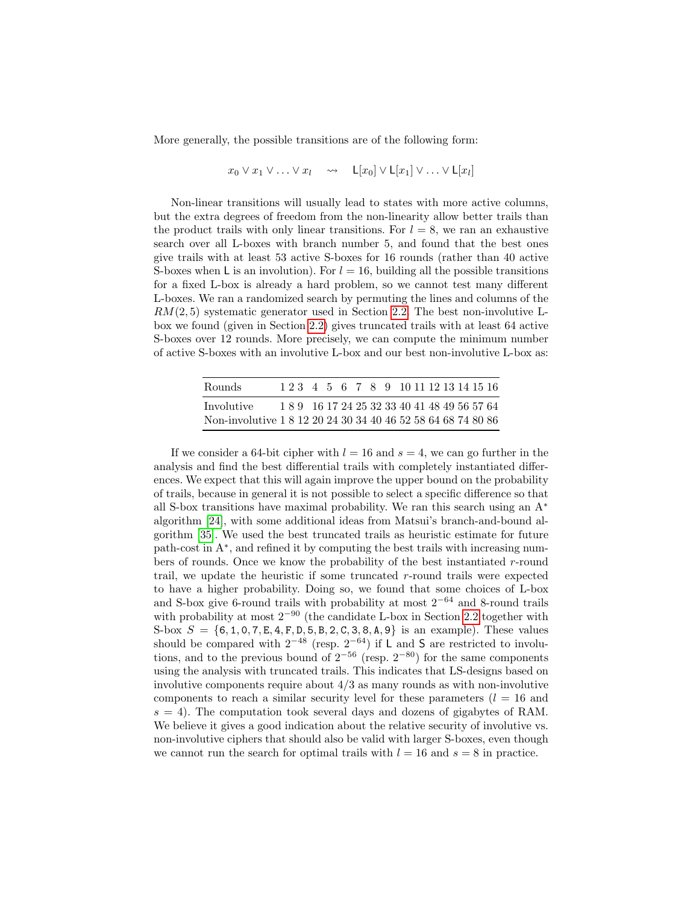More generally, the possible transitions are of the following form:

$$x_0 \vee x_1 \vee \ldots \vee x_l \quad \rightsquigarrow \quad \mathsf{L}[x_0] \vee \mathsf{L}[x_1] \vee \ldots \vee \mathsf{L}[x_l]$$

Non-linear transitions will usually lead to states with more active columns, but the extra degrees of freedom from the non-linearity allow better trails than the product trails with only linear transitions. For $l = 8$, we ran an exhaustive search over all L-boxes with branch number 5, and found that the best ones give trails with at least 53 active S-boxes for 16 rounds (rather than 40 active S-boxes when $\mathsf{L}$ is an involution). For $l = 16$, building all the possible transitions for a fixed L-box is already a hard problem, so we cannot test many different L-boxes. We ran a randomized search by permuting the lines and columns of the $RM(2, 5)$ systematic generator used in Section 2.2. The best non-involutive L-box we found (given in Section 2.2) gives truncated trails with at least 64 active S-boxes over 12 rounds. More precisely, we can compute the minimum number of active S-boxes with an involutive L-box and our best non-involutive L-box as:

| Rounds | 1 | 2 | 3 | 4 | 5 | 6 | 7 | 8 | 9 | 10 | 11 | 12 | 13 | 14 | 15 | 16 |
|---|---|---|---|---|---|---|---|---|---|---|---|---|---|---|---|---|
| Involutive | 1 | 8 | 9 | 16 | 17 | 24 | 25 | 32 | 33 | 40 | 41 | 48 | 49 | 56 | 57 | 64 |
| Non-involutive | 1 | 8 | 12 | 20 | 24 | 30 | 34 | 40 | 46 | 52 | 58 | 64 | 68 | 74 | 80 | 86 |

If we consider a 64-bit cipher with $l = 16$ and $s = 4$, we can go further in the analysis and find the best differential trails with completely instantiated differences. We expect that this will again improve the upper bound on the probability of trails, because in general it is not possible to select a specific difference so that all S-box transitions have maximal probability. We ran this search using an $\mathrm{A}^*$ algorithm [24], with some additional ideas from Matsui's branch-and-bound algorithm [35]. We used the best truncated trails as heuristic estimate for future path-cost in $\mathrm{A}^*$, and refined it by computing the best trails with increasing numbers of rounds. Once we know the probability of the best instantiated $r$-round trail, we update the heuristic if some truncated $r$-round trails were expected to have a higher probability. Doing so, we found that some choices of L-box and S-box give 6-round trails with probability at most $2^{-64}$ and 8-round trails with probability at most $2^{-90}$ (the candidate L-box in Section 2.2 together with S-box $S = \{6, 1, 0, 7, \mathtt{E}, 4, \mathtt{F}, \mathtt{D}, 5, \mathtt{B}, 2, \mathtt{C}, 3, 8, \mathtt{A}, 9\}$ is an example). These values should be compared with $2^{-48}$ (resp. $2^{-64}$) if $\mathsf{L}$ and $\mathsf{S}$ are restricted to involutions, and to the previous bound of $2^{-56}$ (resp. $2^{-80}$) for the same components using the analysis with truncated trails. This indicates that LS-designs based on involutive components require about $4/3$ as many rounds as with non-involutive components to reach a similar security level for these parameters ($l = 16$ and $s = 4$). The computation took several days and dozens of gigabytes of RAM. We believe it gives a good indication about the relative security of involutive vs. non-involutive ciphers that should also be valid with larger S-boxes, even though we cannot run the search for optimal trails with $l = 16$ and $s = 8$ in practice.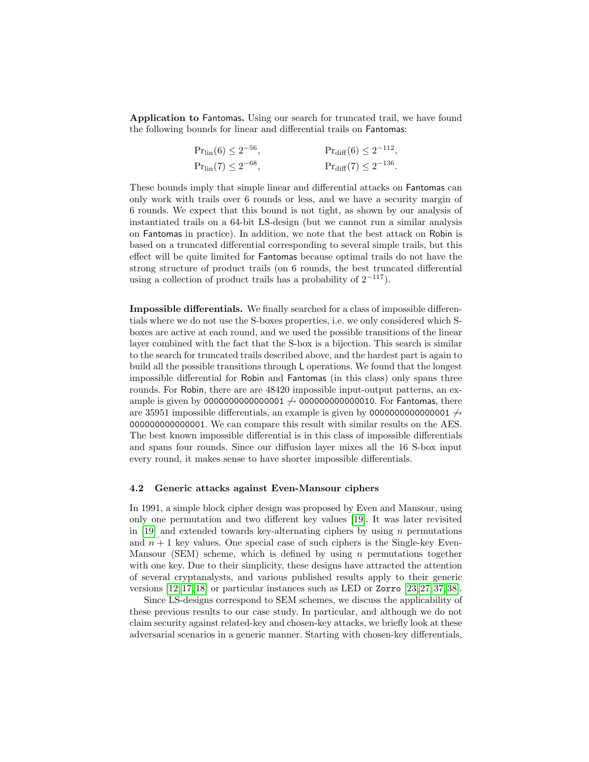**Application to Fantomas.** Using our search for truncated trail, we have found the following bounds for linear and differential trails on Fantomas:

$$\Pr_{\text{lin}}(6) \leq 2^{-56}, \qquad \Pr_{\text{diff}}(6) \leq 2^{-112},$$
$$\Pr_{\text{lin}}(7) \leq 2^{-68}, \qquad \Pr_{\text{diff}}(7) \leq 2^{-136}.$$

These bounds imply that simple linear and differential attacks on Fantomas can only work with trails over 6 rounds or less, and we have a security margin of 6 rounds. We expect that this bound is not tight, as shown by our analysis of instantiated trails on a 64-bit LS-design (but we cannot run a similar analysis on Fantomas in practice). In addition, we note that the best attack on Robin is based on a truncated differential corresponding to several simple trails, but this effect will be quite limited for Fantomas because optimal trails do not have the strong structure of product trails (on 6 rounds, the best truncated differential using a collection of product trails has a probability of $2^{-117}$).

**Impossible differentials.** We finally searched for a class of impossible differentials where we do not use the S-boxes properties, i.e. we only considered which S-boxes are active at each round, and we used the possible transitions of the linear layer combined with the fact that the S-box is a bijection. This search is similar to the search for truncated trails described above, and the hardest part is again to build all the possible transitions through L operations. We found that the longest impossible differential for Robin and Fantomas (in this class) only spans three rounds. For Robin, there are are 48420 impossible input-output patterns, an example is given by 0000000000000001 $\not\rightsquigarrow$ 000000000000010. For Fantomas, there are 35951 impossible differentials, an example is given by 0000000000000001 $\not\rightsquigarrow$ 000000000000001. We can compare this result with similar results on the AES. The best known impossible differential is in this class of impossible differentials and spans four rounds. Since our diffusion layer mixes all the 16 S-box input every round, it makes sense to have shorter impossible differentials.

### 4.2 Generic attacks against Even-Mansour ciphers

In 1991, a simple block cipher design was proposed by Even and Mansour, using only one permutation and two different key values [19]. It was later revisited in [19] and extended towards key-alternating ciphers by using $n$ permutations and $n+1$ key values. One special case of such ciphers is the Single-key Even-Mansour (SEM) scheme, which is defined by using $n$ permutations together with one key. Due to their simplicity, these designs have attracted the attention of several cryptanalysts, and various published results apply to their generic versions [12,17,18] or particular instances such as LED or Zorro [23,27,37,38].

Since LS-designs correspond to SEM schemes, we discuss the applicability of these previous results to our case study. In particular, and although we do not claim security against related-key and chosen-key attacks, we briefly look at these adversarial scenarios in a generic manner. Starting with chosen-key differentials,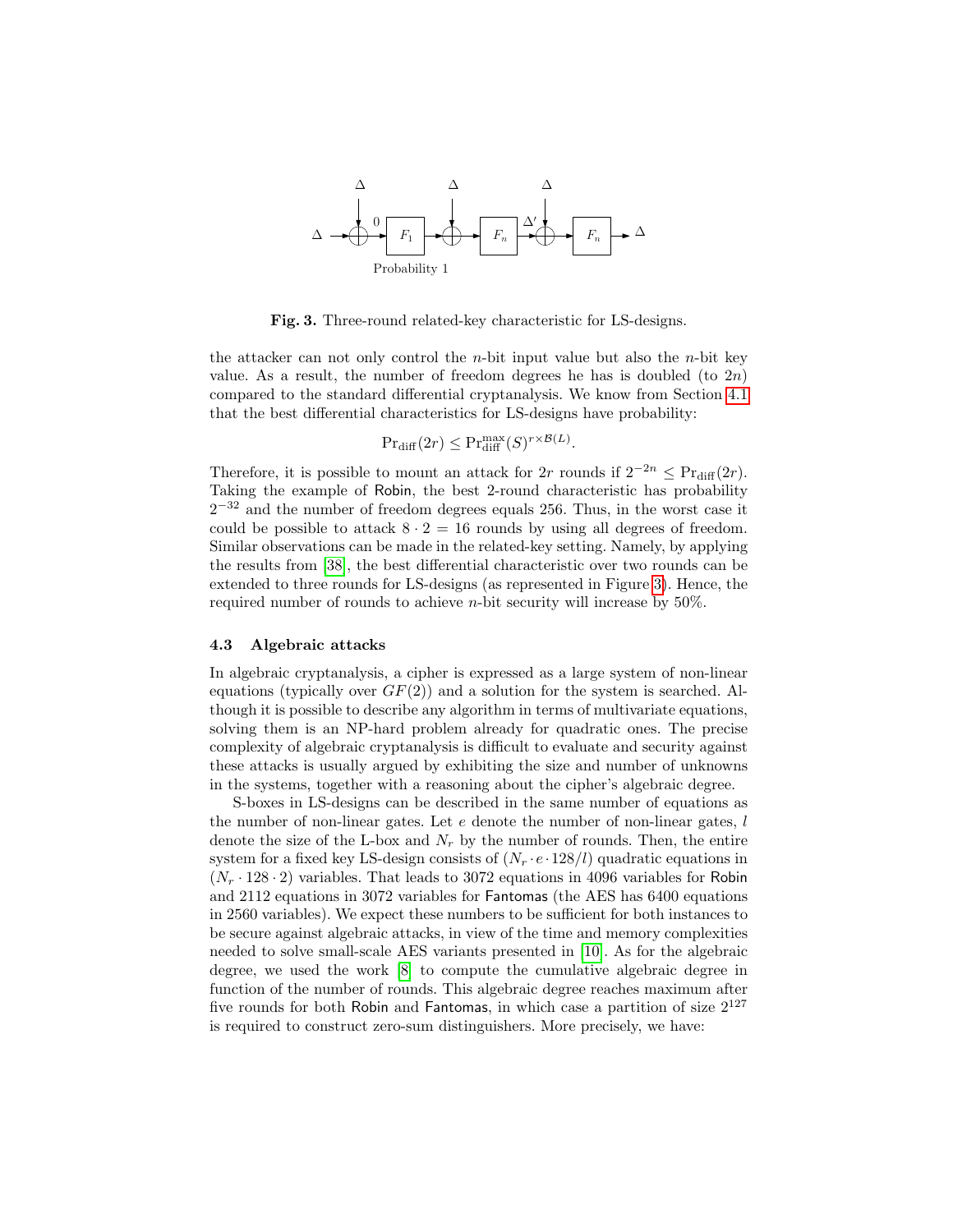Fig. 3. Three-round related-key characteristic for LS-designs.

the attacker can not only control the $n$-bit input value but also the $n$-bit key value. As a result, the number of freedom degrees he has is doubled (to $2n$) compared to the standard differential cryptanalysis. We know from Section 4.1 that the best differential characteristics for LS-designs have probability:

$$\Pr_{\text{diff}}(2r) \leq \Pr_{\text{diff}}^{\max}(S)^{r \times \mathcal{B}(L)}.$$

Therefore, it is possible to mount an attack for $2r$ rounds if $2^{-2n} \leq \Pr_{\text{diff}}(2r)$. Taking the example of Robin, the best 2-round characteristic has probability $2^{-32}$ and the number of freedom degrees equals 256. Thus, in the worst case it could be possible to attack $8 \cdot 2 = 16$ rounds by using all degrees of freedom. Similar observations can be made in the related-key setting. Namely, by applying the results from [38], the best differential characteristic over two rounds can be extended to three rounds for LS-designs (as represented in Figure 3). Hence, the required number of rounds to achieve $n$-bit security will increase by 50%.

### 4.3 Algebraic attacks

In algebraic cryptanalysis, a cipher is expressed as a large system of non-linear equations (typically over $GF(2)$) and a solution for the system is searched. Although it is possible to describe any algorithm in terms of multivariate equations, solving them is an NP-hard problem already for quadratic ones. The precise complexity of algebraic cryptanalysis is difficult to evaluate and security against these attacks is usually argued by exhibiting the size and number of unknowns in the systems, together with a reasoning about the cipher's algebraic degree.

S-boxes in LS-designs can be described in the same number of equations as the number of non-linear gates. Let $e$ denote the number of non-linear gates, $l$ denote the size of the L-box and $N_r$ by the number of rounds. Then, the entire system for a fixed key LS-design consists of $(N_r \cdot e \cdot 128/l)$ quadratic equations in $(N_r \cdot 128 \cdot 2)$ variables. That leads to 3072 equations in 4096 variables for Robin and 2112 equations in 3072 variables for Fantomas (the AES has 6400 equations in 2560 variables). We expect these numbers to be sufficient for both instances to be secure against algebraic attacks, in view of the time and memory complexities needed to solve small-scale AES variants presented in [10]. As for the algebraic degree, we used the work [8] to compute the cumulative algebraic degree in function of the number of rounds. This algebraic degree reaches maximum after five rounds for both Robin and Fantomas, in which case a partition of size $2^{127}$ is required to construct zero-sum distinguishers. More precisely, we have: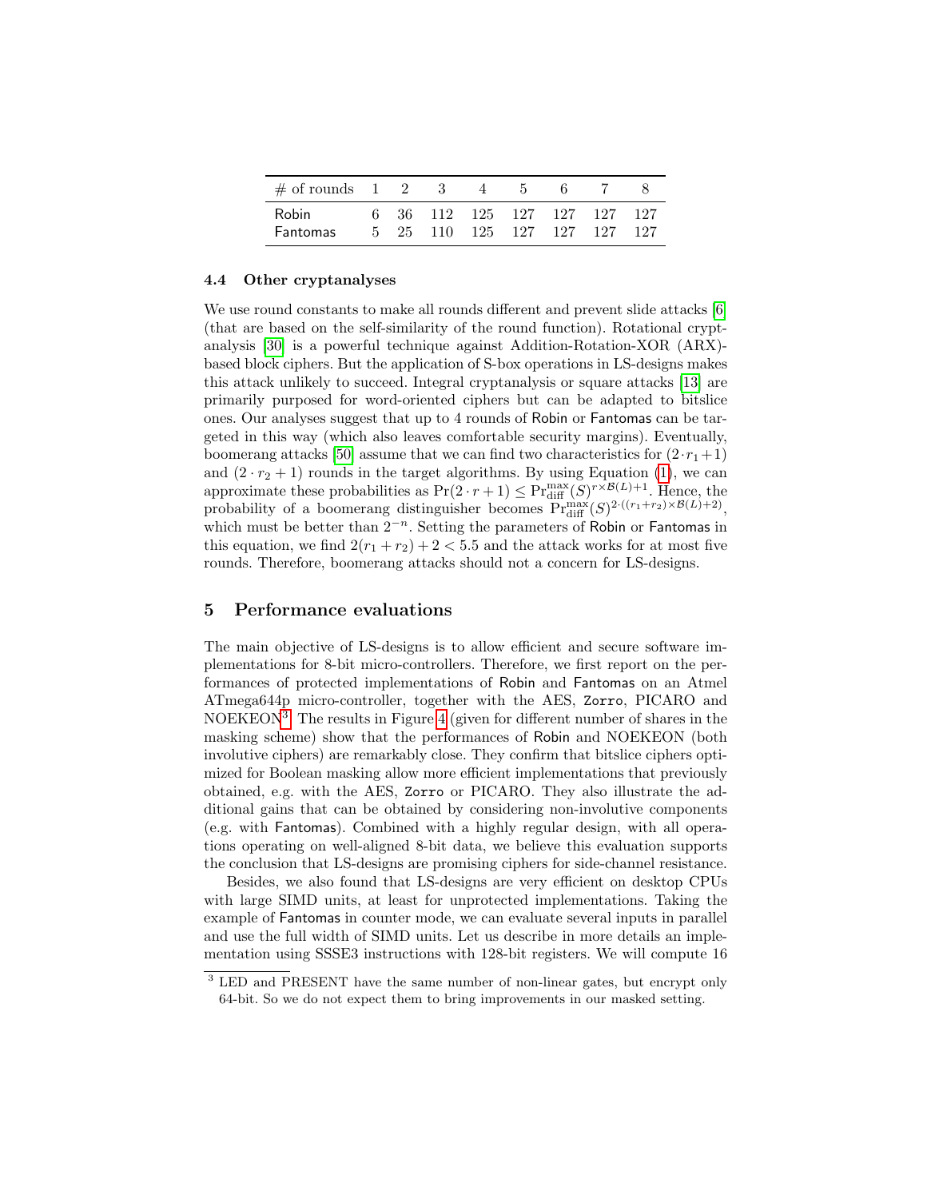| # of rounds | 1 | 2 | 3 | 4 | 5 | 6 | 7 | 8 |
|---|---|---|---|---|---|---|---|---|
| Robin | 6 | 36 | 112 | 125 | 127 | 127 | 127 | 127 |
| Fantomas | 5 | 25 | 110 | 125 | 127 | 127 | 127 | 127 |

### 4.4 Other cryptanalyses

We use round constants to make all rounds different and prevent slide attacks [6] (that are based on the self-similarity of the round function). Rotational cryptanalysis [30] is a powerful technique against Addition-Rotation-XOR (ARX)-based block ciphers. But the application of S-box operations in LS-designs makes this attack unlikely to succeed. Integral cryptanalysis or square attacks [13] are primarily purposed for word-oriented ciphers but can be adapted to bitslice ones. Our analyses suggest that up to 4 rounds of Robin or Fantomas can be targeted in this way (which also leaves comfortable security margins). Eventually, boomerang attacks [50] assume that we can find two characteristics for $(2 \cdot r_1 + 1)$ and $(2 \cdot r_2 + 1)$ rounds in the target algorithms. By using Equation (1), we can approximate these probabilities as $\Pr(2 \cdot r + 1) \leq \Pr_{\text{diff}}^{\max}(S)^{r \times \mathcal{B}(L)+1}$. Hence, the probability of a boomerang distinguisher becomes $\Pr_{\text{diff}}^{\max}(S)^{2 \cdot ((r_1+r_2) \times \mathcal{B}(L)+2)}$, which must be better than $2^{-n}$. Setting the parameters of Robin or Fantomas in this equation, we find $2(r_1 + r_2) + 2 < 5.5$ and the attack works for at most five rounds. Therefore, boomerang attacks should not a concern for LS-designs.

## 5 Performance evaluations

The main objective of LS-designs is to allow efficient and secure software implementations for 8-bit micro-controllers. Therefore, we first report on the performances of protected implementations of Robin and Fantomas on an Atmel ATmega644p micro-controller, together with the AES, Zorro, PICARO and NOEKEON[3]. The results in Figure 4 (given for different number of shares in the masking scheme) show that the performances of Robin and NOEKEON (both involutive ciphers) are remarkably close. They confirm that bitslice ciphers optimized for Boolean masking allow more efficient implementations that previously obtained, e.g. with the AES, Zorro or PICARO. They also illustrate the additional gains that can be obtained by considering non-involutive components (e.g. with Fantomas). Combined with a highly regular design, with all operations operating on well-aligned 8-bit data, we believe this evaluation supports the conclusion that LS-designs are promising ciphers for side-channel resistance.

Besides, we also found that LS-designs are very efficient on desktop CPUs with large SIMD units, at least for unprotected implementations. Taking the example of Fantomas in counter mode, we can evaluate several inputs in parallel and use the full width of SIMD units. Let us describe in more details an implementation using SSSE3 instructions with 128-bit registers. We will compute 16

[3] LED and PRESENT have the same number of non-linear gates, but encrypt only 64-bit. So we do not expect them to bring improvements in our masked setting.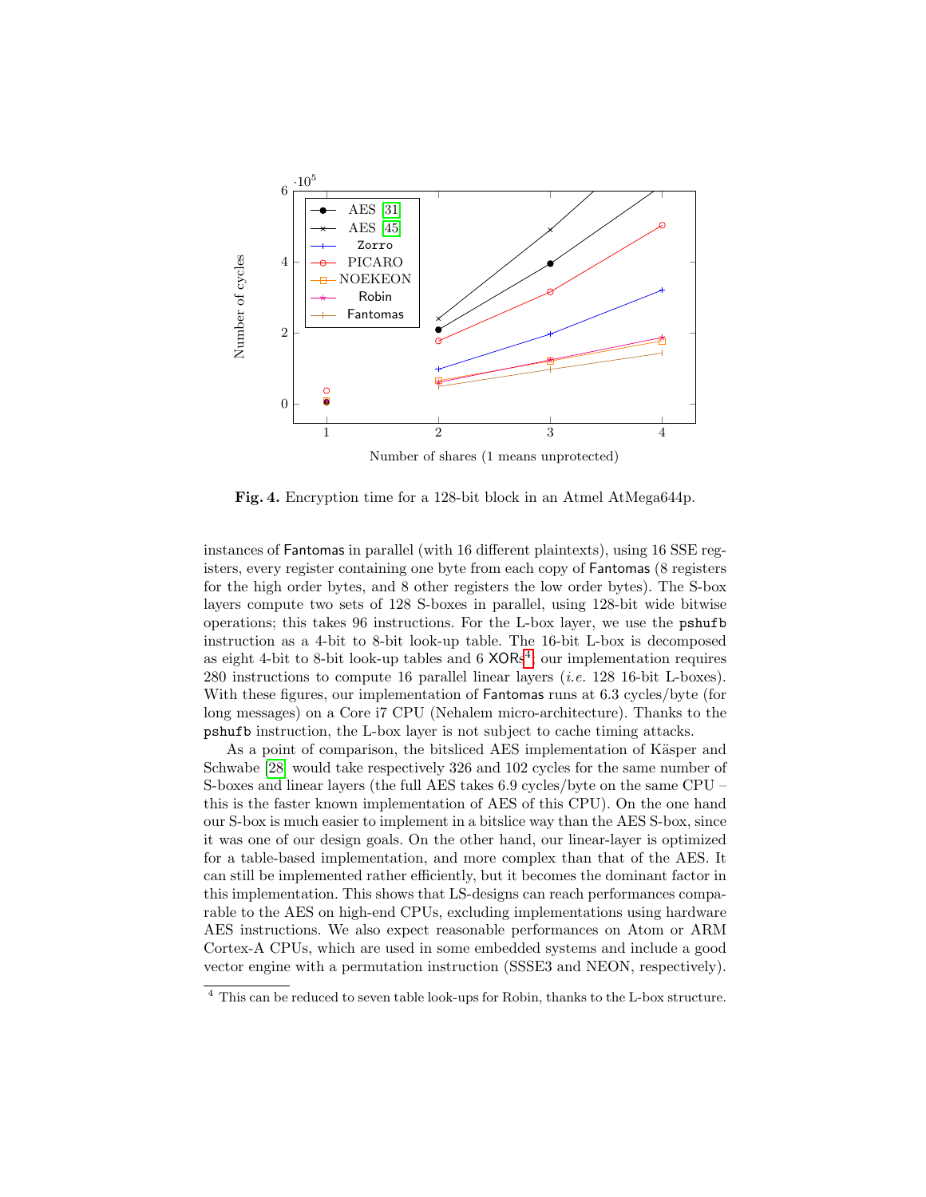**Fig. 4.** Encryption time for a 128-bit block in an Atmel AtMega644p.

instances of Fantomas in parallel (with 16 different plaintexts), using 16 SSE registers, every register containing one byte from each copy of Fantomas (8 registers for the high order bytes, and 8 other registers the low order bytes). The S-box layers compute two sets of 128 S-boxes in parallel, using 128-bit wide bitwise operations; this takes 96 instructions. For the L-box layer, we use the `pshufb` instruction as a 4-bit to 8-bit look-up table. The 16-bit L-box is decomposed as eight 4-bit to 8-bit look-up tables and 6 XORs[4]; our implementation requires 280 instructions to compute 16 parallel linear layers (*i.e.* 128 16-bit L-boxes). With these figures, our implementation of Fantomas runs at 6.3 cycles/byte (for long messages) on a Core i7 CPU (Nehalem micro-architecture). Thanks to the `pshufb` instruction, the L-box layer is not subject to cache timing attacks.

As a point of comparison, the bitsliced AES implementation of Käsper and Schwabe [28] would take respectively 326 and 102 cycles for the same number of S-boxes and linear layers (the full AES takes 6.9 cycles/byte on the same CPU – this is the faster known implementation of AES of this CPU). On the one hand our S-box is much easier to implement in a bitslice way than the AES S-box, since it was one of our design goals. On the other hand, our linear-layer is optimized for a table-based implementation, and more complex than that of the AES. It can still be implemented rather efficiently, but it becomes the dominant factor in this implementation. This shows that LS-designs can reach performances comparable to the AES on high-end CPUs, excluding implementations using hardware AES instructions. We also expect reasonable performances on Atom or ARM Cortex-A CPUs, which are used in some embedded systems and include a good vector engine with a permutation instruction (SSSE3 and NEON, respectively).

[4] This can be reduced to seven table look-ups for Robin, thanks to the L-box structure.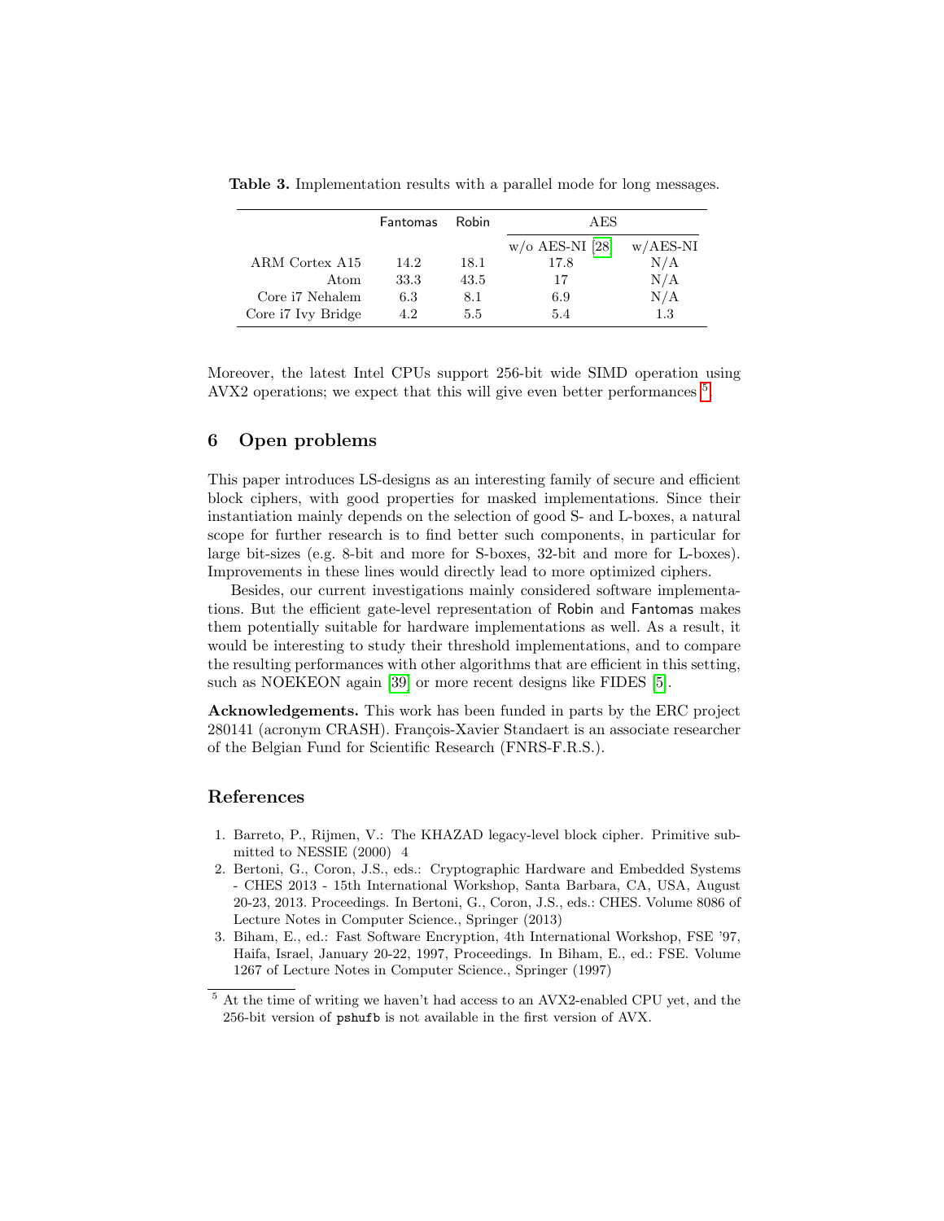**Table 3.** Implementation results with a parallel mode for long messages.

| | Fantomas | Robin | AES | |
|---|---|---|---|---|
| | | | w/o AES-NI [28] | w/AES-NI |
| ARM Cortex A15 | 14.2 | 18.1 | 17.8 | N/A |
| Atom | 33.3 | 43.5 | 17 | N/A |
| Core i7 Nehalem | 6.3 | 8.1 | 6.9 | N/A |
| Core i7 Ivy Bridge | 4.2 | 5.5 | 5.4 | 1.3 |

Moreover, the latest Intel CPUs support 256-bit wide SIMD operation using AVX2 operations; we expect that this will give even better performances [5].

## 6 Open problems

This paper introduces LS-designs as an interesting family of secure and efficient block ciphers, with good properties for masked implementations. Since their instantiation mainly depends on the selection of good S- and L-boxes, a natural scope for further research is to find better such components, in particular for large bit-sizes (e.g. 8-bit and more for S-boxes, 32-bit and more for L-boxes). Improvements in these lines would directly lead to more optimized ciphers.

Besides, our current investigations mainly considered software implementations. But the efficient gate-level representation of Robin and Fantomas makes them potentially suitable for hardware implementations as well. As a result, it would be interesting to study their threshold implementations, and to compare the resulting performances with other algorithms that are efficient in this setting, such as NOEKEON again [39] or more recent designs like FIDES [5].

**Acknowledgements.** This work has been funded in parts by the ERC project 280141 (acronym CRASH). François-Xavier Standaert is an associate researcher of the Belgian Fund for Scientific Research (FNRS-F.R.S.).

## References

1. Barreto, P., Rijmen, V.: The KHAZAD legacy-level block cipher. Primitive submitted to NESSIE (2000) 4
2. Bertoni, G., Coron, J.S., eds.: Cryptographic Hardware and Embedded Systems - CHES 2013 - 15th International Workshop, Santa Barbara, CA, USA, August 20-23, 2013. Proceedings. In Bertoni, G., Coron, J.S., eds.: CHES. Volume 8086 of Lecture Notes in Computer Science., Springer (2013)
3. Biham, E., ed.: Fast Software Encryption, 4th International Workshop, FSE '97, Haifa, Israel, January 20-22, 1997, Proceedings. In Biham, E., ed.: FSE. Volume 1267 of Lecture Notes in Computer Science., Springer (1997)

[5] At the time of writing we haven't had access to an AVX2-enabled CPU yet, and the 256-bit version of `pshufb` is not available in the first version of AVX.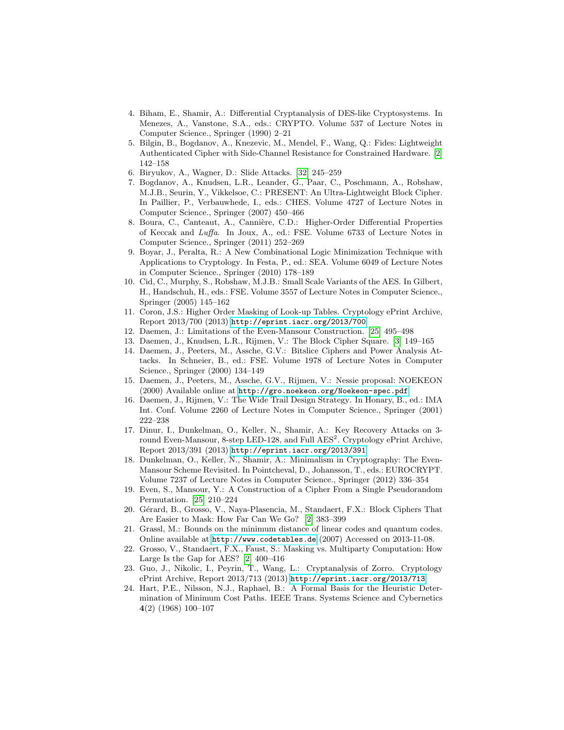4. Biham, E., Shamir, A.: Differential Cryptanalysis of DES-like Cryptosystems. In Menezes, A., Vanstone, S.A., eds.: CRYPTO. Volume 537 of Lecture Notes in Computer Science., Springer (1990) 2–21
5. Bilgin, B., Bogdanov, A., Knezevic, M., Mendel, F., Wang, Q.: Fides: Lightweight Authenticated Cipher with Side-Channel Resistance for Constrained Hardware. [2] 142–158
6. Biryukov, A., Wagner, D.: Slide Attacks. [32] 245–259
7. Bogdanov, A., Knudsen, L.R., Leander, G., Paar, C., Poschmann, A., Robshaw, M.J.B., Seurin, Y., Vikkelsoe, C.: PRESENT: An Ultra-Lightweight Block Cipher. In Paillier, P., Verbauwhede, I., eds.: CHES. Volume 4727 of Lecture Notes in Computer Science., Springer (2007) 450–466
8. Boura, C., Canteaut, A., Cannière, C.D.: Higher-Order Differential Properties of Keccak and *Luffa*. In Joux, A., ed.: FSE. Volume 6733 of Lecture Notes in Computer Science., Springer (2011) 252–269
9. Boyar, J., Peralta, R.: A New Combinational Logic Minimization Technique with Applications to Cryptology. In Festa, P., ed.: SEA. Volume 6049 of Lecture Notes in Computer Science., Springer (2010) 178–189
10. Cid, C., Murphy, S., Robshaw, M.J.B.: Small Scale Variants of the AES. In Gilbert, H., Handschuh, H., eds.: FSE. Volume 3557 of Lecture Notes in Computer Science., Springer (2005) 145–162
11. Coron, J.S.: Higher Order Masking of Look-up Tables. Cryptology ePrint Archive, Report 2013/700 (2013) http://eprint.iacr.org/2013/700
12. Daemen, J.: Limitations of the Even-Mansour Construction. [25] 495–498
13. Daemen, J., Knudsen, L.R., Rijmen, V.: The Block Cipher Square. [3] 149–165
14. Daemen, J., Peeters, M., Assche, G.V.: Bitslice Ciphers and Power Analysis Attacks. In Schneier, B., ed.: FSE. Volume 1978 of Lecture Notes in Computer Science., Springer (2000) 134–149
15. Daemen, J., Peeters, M., Assche, G.V., Rijmen, V.: Nessie proposal: NOEKEON (2000) Available online at http://gro.noekeon.org/Noekeon-spec.pdf
16. Daemen, J., Rijmen, V.: The Wide Trail Design Strategy. In Honary, B., ed.: IMA Int. Conf. Volume 2260 of Lecture Notes in Computer Science., Springer (2001) 222–238
17. Dinur, I., Dunkelman, O., Keller, N., Shamir, A.: Key Recovery Attacks on 3-round Even-Mansour, 8-step LED-128, and Full $AES^2$. Cryptology ePrint Archive, Report 2013/391 (2013) http://eprint.iacr.org/2013/391
18. Dunkelman, O., Keller, N., Shamir, A.: Minimalism in Cryptography: The Even-Mansour Scheme Revisited. In Pointcheval, D., Johansson, T., eds.: EUROCRYPT. Volume 7237 of Lecture Notes in Computer Science., Springer (2012) 336–354
19. Even, S., Mansour, Y.: A Construction of a Cipher From a Single Pseudorandom Permutation. [25] 210–224
20. Gérard, B., Grosso, V., Naya-Plasencia, M., Standaert, F.X.: Block Ciphers That Are Easier to Mask: How Far Can We Go? [2] 383–399
21. Grassl, M.: Bounds on the minimum distance of linear codes and quantum codes. Online available at http://www.codetables.de (2007) Accessed on 2013-11-08.
22. Grosso, V., Standaert, F.X., Faust, S.: Masking vs. Multiparty Computation: How Large Is the Gap for AES? [2] 400–416
23. Guo, J., Nikolic, I., Peyrin, T., Wang, L.: Cryptanalysis of Zorro. Cryptology ePrint Archive, Report 2013/713 (2013) http://eprint.iacr.org/2013/713
24. Hart, P.E., Nilsson, N.J., Raphael, B.: A Formal Basis for the Heuristic Determination of Minimum Cost Paths. IEEE Trans. Systems Science and Cybernetics **4**(2) (1968) 100–107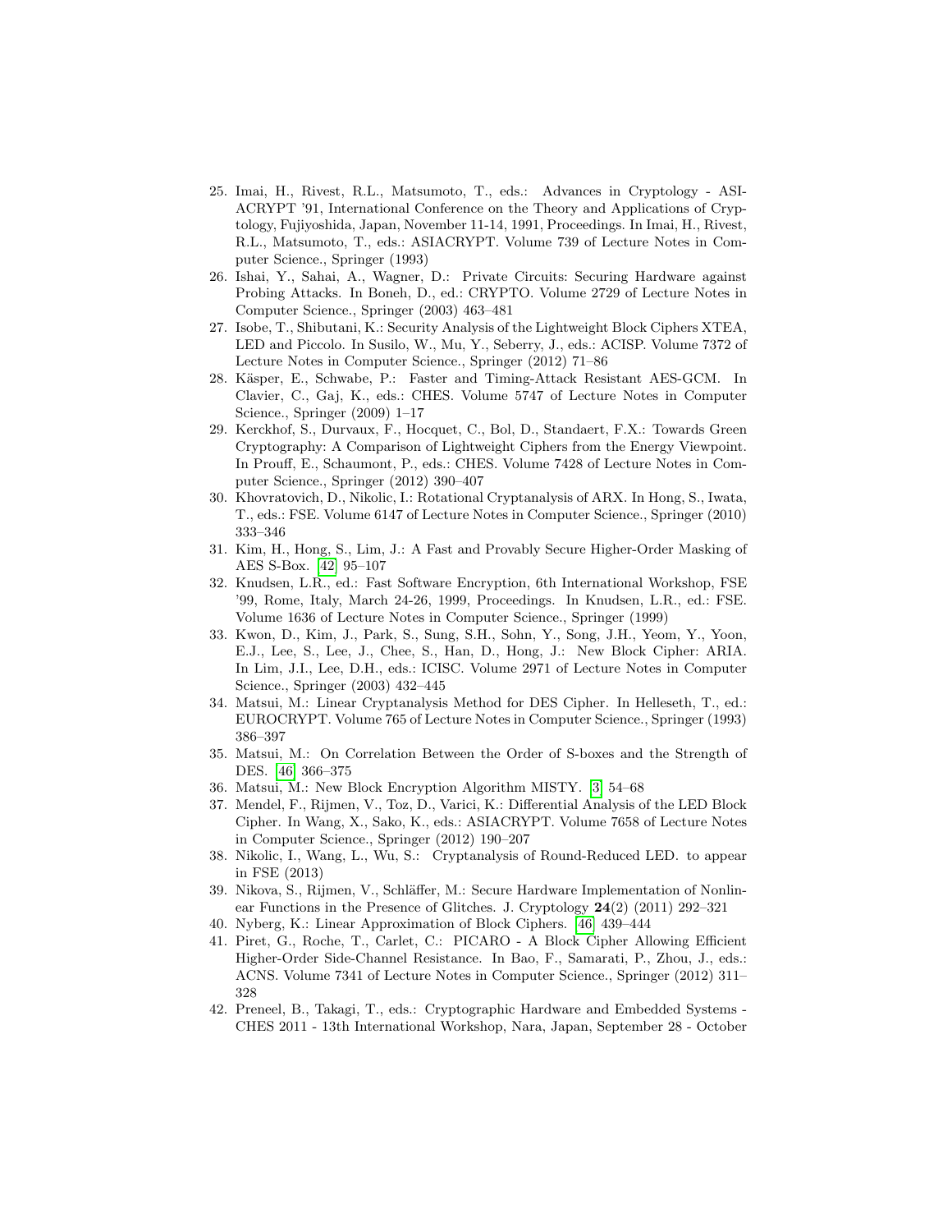25. Imai, H., Rivest, R.L., Matsumoto, T., eds.: Advances in Cryptology - ASIACRYPT '91, International Conference on the Theory and Applications of Cryptology, Fujiyoshida, Japan, November 11-14, 1991, Proceedings. In Imai, H., Rivest, R.L., Matsumoto, T., eds.: ASIACRYPT. Volume 739 of Lecture Notes in Computer Science., Springer (1993)
26. Ishai, Y., Sahai, A., Wagner, D.: Private Circuits: Securing Hardware against Probing Attacks. In Boneh, D., ed.: CRYPTO. Volume 2729 of Lecture Notes in Computer Science., Springer (2003) 463–481
27. Isobe, T., Shibutani, K.: Security Analysis of the Lightweight Block Ciphers XTEA, LED and Piccolo. In Susilo, W., Mu, Y., Seberry, J., eds.: ACISP. Volume 7372 of Lecture Notes in Computer Science., Springer (2012) 71–86
28. Käsper, E., Schwabe, P.: Faster and Timing-Attack Resistant AES-GCM. In Clavier, C., Gaj, K., eds.: CHES. Volume 5747 of Lecture Notes in Computer Science., Springer (2009) 1–17
29. Kerckhof, S., Durvaux, F., Hocquet, C., Bol, D., Standaert, F.X.: Towards Green Cryptography: A Comparison of Lightweight Ciphers from the Energy Viewpoint. In Prouff, E., Schaumont, P., eds.: CHES. Volume 7428 of Lecture Notes in Computer Science., Springer (2012) 390–407
30. Khovratovich, D., Nikolic, I.: Rotational Cryptanalysis of ARX. In Hong, S., Iwata, T., eds.: FSE. Volume 6147 of Lecture Notes in Computer Science., Springer (2010) 333–346
31. Kim, H., Hong, S., Lim, J.: A Fast and Provably Secure Higher-Order Masking of AES S-Box. [42] 95–107
32. Knudsen, L.R., ed.: Fast Software Encryption, 6th International Workshop, FSE '99, Rome, Italy, March 24-26, 1999, Proceedings. In Knudsen, L.R., ed.: FSE. Volume 1636 of Lecture Notes in Computer Science., Springer (1999)
33. Kwon, D., Kim, J., Park, S., Sung, S.H., Sohn, Y., Song, J.H., Yeom, Y., Yoon, E.J., Lee, S., Lee, J., Chee, S., Han, D., Hong, J.: New Block Cipher: ARIA. In Lim, J.I., Lee, D.H., eds.: ICISC. Volume 2971 of Lecture Notes in Computer Science., Springer (2003) 432–445
34. Matsui, M.: Linear Cryptanalysis Method for DES Cipher. In Helleseth, T., ed.: EUROCRYPT. Volume 765 of Lecture Notes in Computer Science., Springer (1993) 386–397
35. Matsui, M.: On Correlation Between the Order of S-boxes and the Strength of DES. [46] 366–375
36. Matsui, M.: New Block Encryption Algorithm MISTY. [3] 54–68
37. Mendel, F., Rijmen, V., Toz, D., Varici, K.: Differential Analysis of the LED Block Cipher. In Wang, X., Sako, K., eds.: ASIACRYPT. Volume 7658 of Lecture Notes in Computer Science., Springer (2012) 190–207
38. Nikolic, I., Wang, L., Wu, S.: Cryptanalysis of Round-Reduced LED. to appear in FSE (2013)
39. Nikova, S., Rijmen, V., Schläffer, M.: Secure Hardware Implementation of Nonlinear Functions in the Presence of Glitches. J. Cryptology **24**(2) (2011) 292–321
40. Nyberg, K.: Linear Approximation of Block Ciphers. [46] 439–444
41. Piret, G., Roche, T., Carlet, C.: PICARO - A Block Cipher Allowing Efficient Higher-Order Side-Channel Resistance. In Bao, F., Samarati, P., Zhou, J., eds.: ACNS. Volume 7341 of Lecture Notes in Computer Science., Springer (2012) 311–328
42. Preneel, B., Takagi, T., eds.: Cryptographic Hardware and Embedded Systems - CHES 2011 - 13th International Workshop, Nara, Japan, September 28 - October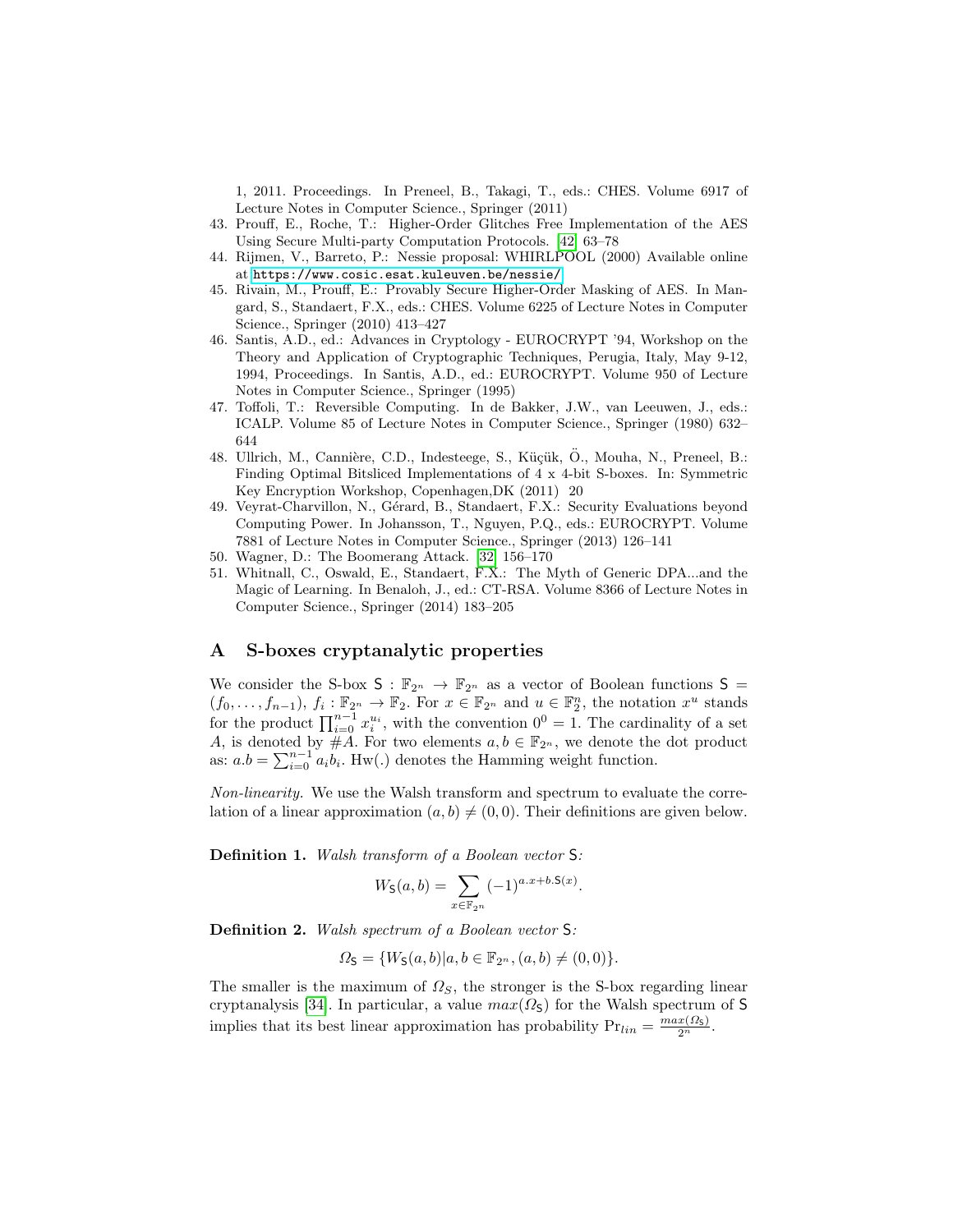1, 2011. Proceedings. In Preneel, B., Takagi, T., eds.: CHES. Volume 6917 of Lecture Notes in Computer Science., Springer (2011)

43. Prouff, E., Roche, T.: Higher-Order Glitches Free Implementation of the AES Using Secure Multi-party Computation Protocols. [42] 63–78
44. Rijmen, V., Barreto, P.: Nessie proposal: WHIRLPOOL (2000) Available online at https://www.cosic.esat.kuleuven.be/nessie/
45. Rivain, M., Prouff, E.: Provably Secure Higher-Order Masking of AES. In Mangard, S., Standaert, F.X., eds.: CHES. Volume 6225 of Lecture Notes in Computer Science., Springer (2010) 413–427
46. Santis, A.D., ed.: Advances in Cryptology - EUROCRYPT '94, Workshop on the Theory and Application of Cryptographic Techniques, Perugia, Italy, May 9-12, 1994, Proceedings. In Santis, A.D., ed.: EUROCRYPT. Volume 950 of Lecture Notes in Computer Science., Springer (1995)
47. Toffoli, T.: Reversible Computing. In de Bakker, J.W., van Leeuwen, J., eds.: ICALP. Volume 85 of Lecture Notes in Computer Science., Springer (1980) 632–644
48. Ullrich, M., Cannière, C.D., Indesteege, S., Küçük, Ö., Mouha, N., Preneel, B.: Finding Optimal Bitsliced Implementations of 4 x 4-bit S-boxes. In: Symmetric Key Encryption Workshop, Copenhagen,DK (2011) 20
49. Veyrat-Charvillon, N., Gérard, B., Standaert, F.X.: Security Evaluations beyond Computing Power. In Johansson, T., Nguyen, P.Q., eds.: EUROCRYPT. Volume 7881 of Lecture Notes in Computer Science., Springer (2013) 126–141
50. Wagner, D.: The Boomerang Attack. [32] 156–170
51. Whitnall, C., Oswald, E., Standaert, F.X.: The Myth of Generic DPA...and the Magic of Learning. In Benaloh, J., ed.: CT-RSA. Volume 8366 of Lecture Notes in Computer Science., Springer (2014) 183–205

## A S-boxes cryptanalytic properties

We consider the S-box $\mathsf{S} : \mathbb{F}_{2^n} \to \mathbb{F}_{2^n}$ as a vector of Boolean functions $\mathsf{S} = (f_0, \dots, f_{n-1})$, $f_i : \mathbb{F}_{2^n} \to \mathbb{F}_2$. For $x \in \mathbb{F}_{2^n}$ and $u \in \mathbb{F}_2^n$, the notation $x^u$ stands for the product $\prod_{i=0}^{n-1} x_i^{u_i}$, with the convention $0^0 = 1$. The cardinality of a set $A$, is denoted by $\#A$. For two elements $a, b \in \mathbb{F}_{2^n}$, we denote the dot product as: $a.b = \sum_{i=0}^{n-1} a_i b_i$. Hw(.) denotes the Hamming weight function.

*Non-linearity.* We use the Walsh transform and spectrum to evaluate the correlation of a linear approximation $(a, b) \neq (0, 0)$. Their definitions are given below.

**Definition 1.** *Walsh transform of a Boolean vector* $\mathsf{S}$*:*

$$W_{\mathsf{S}}(a, b) = \sum_{x \in \mathbb{F}_{2^n}} (-1)^{a.x + b.\mathsf{S}(x)}.$$

**Definition 2.** *Walsh spectrum of a Boolean vector* $\mathsf{S}$*:*

$$\Omega_{\mathsf{S}} = \{W_{\mathsf{S}}(a, b) | a, b \in \mathbb{F}_{2^n}, (a, b) \neq (0, 0)\}.$$

The smaller is the maximum of $\Omega_S$, the stronger is the S-box regarding linear cryptanalysis [34]. In particular, a value $max(\Omega_{\mathsf{S}})$ for the Walsh spectrum of $\mathsf{S}$ implies that its best linear approximation has probability $\Pr_{lin} = \frac{max(\Omega_{\mathsf{S}})}{2^n}$.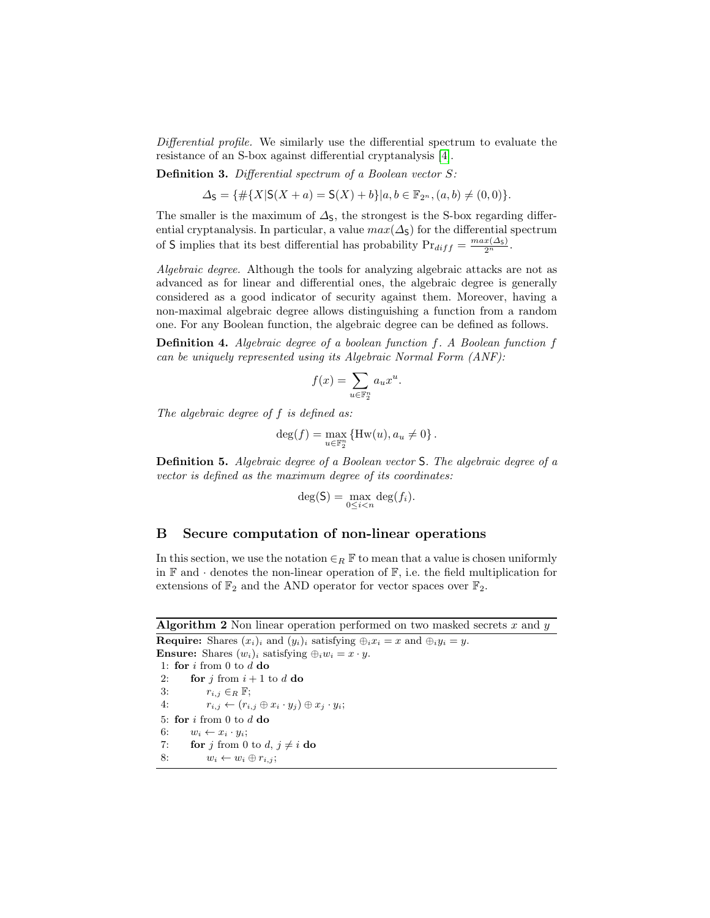*Differential profile.* We similarly use the differential spectrum to evaluate the resistance of an S-box against differential cryptanalysis [4].

**Definition 3.** *Differential spectrum of a Boolean vector S:*

$$\varDelta_{\mathsf{S}} = \{\#\{X | \mathsf{S}(X+a) = \mathsf{S}(X) + b\} | a, b \in \mathbb{F}_{2^n}, (a,b) \neq (0,0)\}.$$

The smaller is the maximum of $\varDelta_{\mathsf{S}}$, the strongest is the S-box regarding differential cryptanalysis. In particular, a value $max(\varDelta_{\mathsf{S}})$ for the differential spectrum of $\mathsf{S}$ implies that its best differential has probability $\Pr_{diff} = \frac{max(\varDelta_{\mathsf{S}})}{2^n}$.

*Algebraic degree.* Although the tools for analyzing algebraic attacks are not as advanced as for linear and differential ones, the algebraic degree is generally considered as a good indicator of security against them. Moreover, having a non-maximal algebraic degree allows distinguishing a function from a random one. For any Boolean function, the algebraic degree can be defined as follows.

**Definition 4.** *Algebraic degree of a boolean function $f$. A Boolean function $f$ can be uniquely represented using its Algebraic Normal Form (ANF):*

$$f(x) = \sum_{u \in \mathbb{F}_2^n} a_u x^u.$$

*The algebraic degree of $f$ is defined as:*

$$\deg(f) = \max_{u \in \mathbb{F}_2^n} \{\mathrm{Hw}(u), a_u \neq 0\}.$$

**Definition 5.** *Algebraic degree of a Boolean vector $\mathsf{S}$. The algebraic degree of a vector is defined as the maximum degree of its coordinates:*

$$\deg(\mathsf{S}) = \max_{0 \leq i < n} \deg(f_i).$$

## B Secure computation of non-linear operations

In this section, we use the notation $\in_R \mathbb{F}$ to mean that a value is chosen uniformly in $\mathbb{F}$ and $\cdot$ denotes the non-linear operation of $\mathbb{F}$, i.e. the field multiplication for extensions of $\mathbb{F}_2$ and the AND operator for vector spaces over $\mathbb{F}_2$.

**Algorithm 2** Non linear operation performed on two masked secrets $x$ and $y$

**Require:** Shares $(x_i)_i$ and $(y_i)_i$ satisfying $\oplus_i x_i = x$ and $\oplus_i y_i = y$.
**Ensure:** Shares $(w_i)_i$ satisfying $\oplus_i w_i = x \cdot y$.

1: **for** $i$ from 0 to $d$ **do**
2: &nbsp;&nbsp;&nbsp;&nbsp;**for** $j$ from $i+1$ to $d$ **do**
3: &nbsp;&nbsp;&nbsp;&nbsp;&nbsp;&nbsp;&nbsp;&nbsp;$r_{i,j} \in_R \mathbb{F}$;
4: &nbsp;&nbsp;&nbsp;&nbsp;&nbsp;&nbsp;&nbsp;&nbsp;$r_{i,j} \leftarrow (r_{i,j} \oplus x_i \cdot y_j) \oplus x_j \cdot y_i$;
5: **for** $i$ from 0 to $d$ **do**
6: &nbsp;&nbsp;&nbsp;&nbsp;$w_i \leftarrow x_i \cdot y_i$;
7: &nbsp;&nbsp;&nbsp;&nbsp;**for** $j$ from 0 to $d$, $j \neq i$ **do**
8: &nbsp;&nbsp;&nbsp;&nbsp;&nbsp;&nbsp;&nbsp;&nbsp;$w_i \leftarrow w_i \oplus r_{i,j}$;